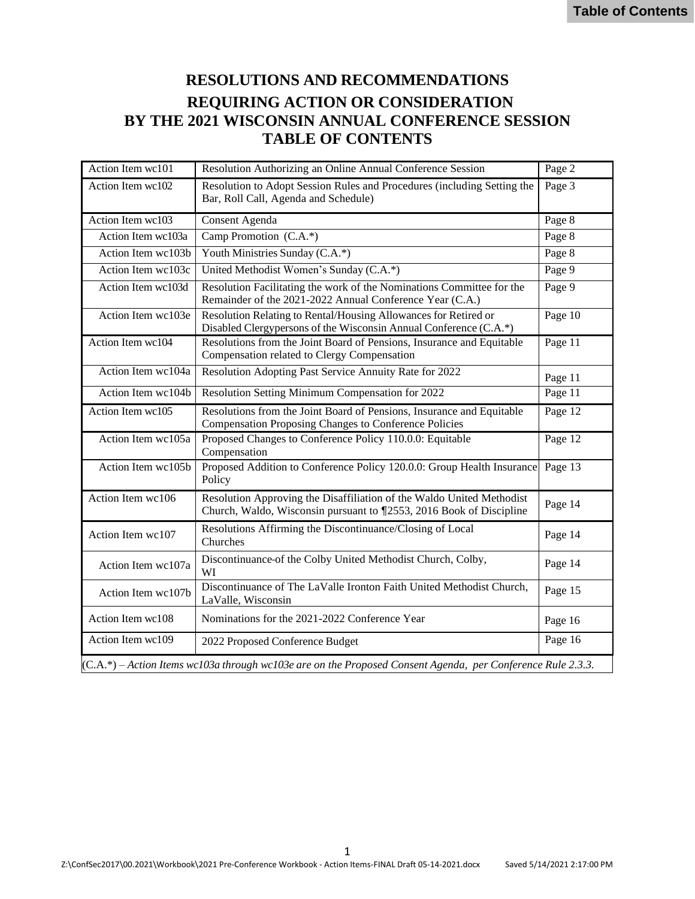Table of Contents

# RESOLUTIONS AND RECOMMENDATIONS REQUIRING ACTION OR CONSIDERATION BY THE 2021 WISCONSIN ANNUAL CONFERENCE SESSION TABLE OF CONTENTS

| Action Item | Title | Page |
|---|---|---|
| Action Item wc101 | Resolution Authorizing an Online Annual Conference Session | Page 2 |
| Action Item wc102 | Resolution to Adopt Session Rules and Procedures (including Setting the Bar, Roll Call, Agenda and Schedule) | Page 3 |
| Action Item wc103 | Consent Agenda | Page 8 |
| Action Item wc103a | Camp Promotion (C.A.*) | Page 8 |
| Action Item wc103b | Youth Ministries Sunday (C.A.*) | Page 8 |
| Action Item wc103c | United Methodist Women's Sunday (C.A.*) | Page 9 |
| Action Item wc103d | Resolution Facilitating the work of the Nominations Committee for the Remainder of the 2021-2022 Annual Conference Year (C.A.) | Page 9 |
| Action Item wc103e | Resolution Relating to Rental/Housing Allowances for Retired or Disabled Clergypersons of the Wisconsin Annual Conference (C.A.*) | Page 10 |
| Action Item wc104 | Resolutions from the Joint Board of Pensions, Insurance and Equitable Compensation related to Clergy Compensation | Page 11 |
| Action Item wc104a | Resolution Adopting Past Service Annuity Rate for 2022 | Page 11 |
| Action Item wc104b | Resolution Setting Minimum Compensation for 2022 | Page 11 |
| Action Item wc105 | Resolutions from the Joint Board of Pensions, Insurance and Equitable Compensation Proposing Changes to Conference Policies | Page 12 |
| Action Item wc105a | Proposed Changes to Conference Policy 110.0.0: Equitable Compensation | Page 12 |
| Action Item wc105b | Proposed Addition to Conference Policy 120.0.0: Group Health Insurance Policy | Page 13 |
| Action Item wc106 | Resolution Approving the Disaffiliation of the Waldo United Methodist Church, Waldo, Wisconsin pursuant to ¶2553, 2016 Book of Discipline | Page 14 |
| Action Item wc107 | Resolutions Affirming the Discontinuance/Closing of Local Churches | Page 14 |
| Action Item wc107a | Discontinuance of the Colby United Methodist Church, Colby, WI | Page 14 |
| Action Item wc107b | Discontinuance of The LaValle Ironton Faith United Methodist Church, LaValle, Wisconsin | Page 15 |
| Action Item wc108 | Nominations for the 2021-2022 Conference Year | Page 16 |
| Action Item wc109 | 2022 Proposed Conference Budget | Page 16 |

(C.A.*) – *Action Items wc103a through wc103e are on the Proposed Consent Agenda, per Conference Rule 2.3.3.*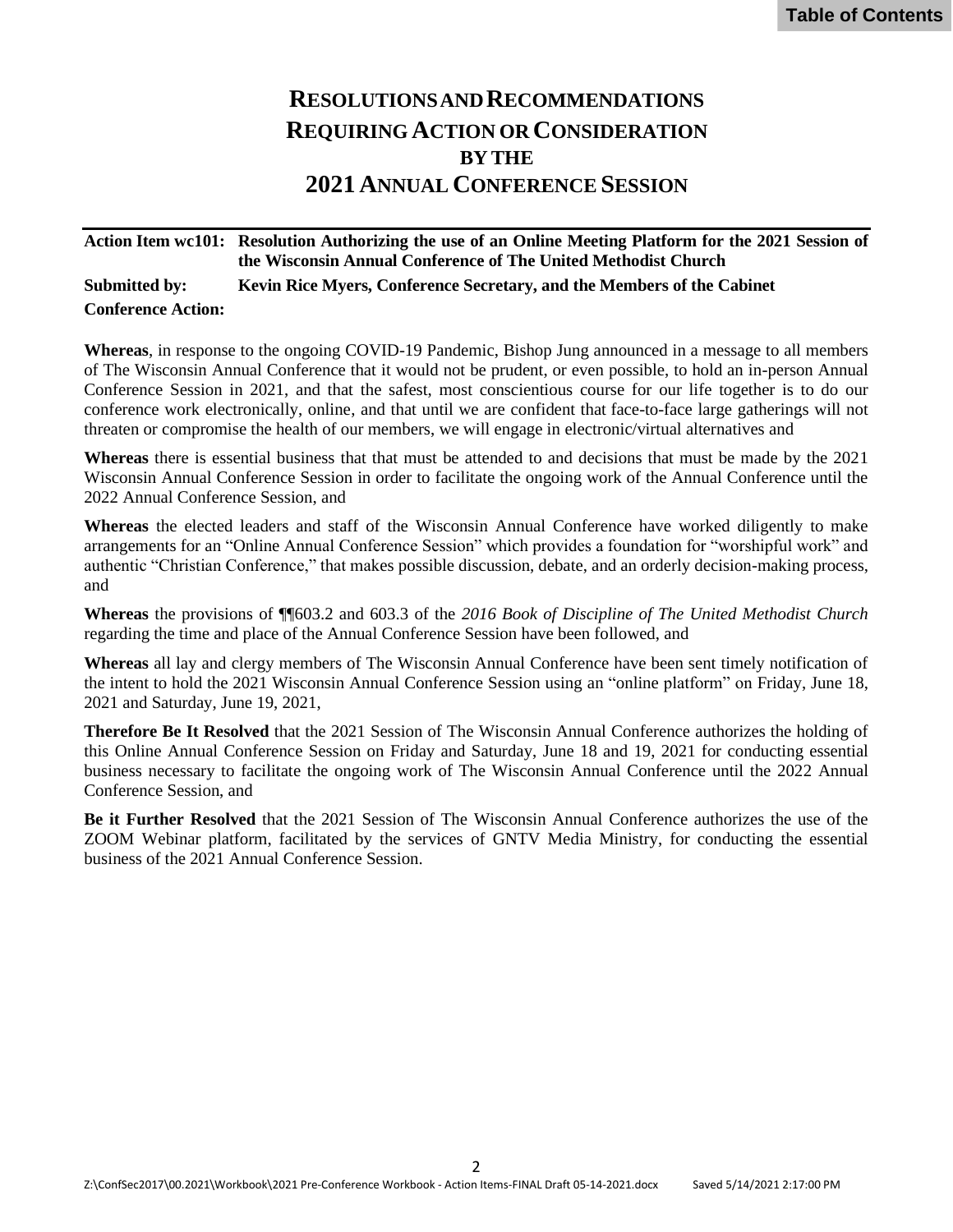# RESOLUTIONS AND RECOMMENDATIONS REQUIRING ACTION OR CONSIDERATION BY THE 2021 ANNUAL CONFERENCE SESSION

**Action Item wc101: Resolution Authorizing the use of an Online Meeting Platform for the 2021 Session of the Wisconsin Annual Conference of The United Methodist Church**

**Submitted by: Kevin Rice Myers, Conference Secretary, and the Members of the Cabinet**

**Conference Action:**

**Whereas**, in response to the ongoing COVID-19 Pandemic, Bishop Jung announced in a message to all members of The Wisconsin Annual Conference that it would not be prudent, or even possible, to hold an in-person Annual Conference Session in 2021, and that the safest, most conscientious course for our life together is to do our conference work electronically, online, and that until we are confident that face-to-face large gatherings will not threaten or compromise the health of our members, we will engage in electronic/virtual alternatives and

**Whereas** there is essential business that that must be attended to and decisions that must be made by the 2021 Wisconsin Annual Conference Session in order to facilitate the ongoing work of the Annual Conference until the 2022 Annual Conference Session, and

**Whereas** the elected leaders and staff of the Wisconsin Annual Conference have worked diligently to make arrangements for an "Online Annual Conference Session" which provides a foundation for "worshipful work" and authentic "Christian Conference," that makes possible discussion, debate, and an orderly decision-making process, and

**Whereas** the provisions of ¶¶603.2 and 603.3 of the *2016 Book of Discipline of The United Methodist Church* regarding the time and place of the Annual Conference Session have been followed, and

**Whereas** all lay and clergy members of The Wisconsin Annual Conference have been sent timely notification of the intent to hold the 2021 Wisconsin Annual Conference Session using an "online platform" on Friday, June 18, 2021 and Saturday, June 19, 2021,

**Therefore Be It Resolved** that the 2021 Session of The Wisconsin Annual Conference authorizes the holding of this Online Annual Conference Session on Friday and Saturday, June 18 and 19, 2021 for conducting essential business necessary to facilitate the ongoing work of The Wisconsin Annual Conference until the 2022 Annual Conference Session, and

**Be it Further Resolved** that the 2021 Session of The Wisconsin Annual Conference authorizes the use of the ZOOM Webinar platform, facilitated by the services of GNTV Media Ministry, for conducting the essential business of the 2021 Annual Conference Session.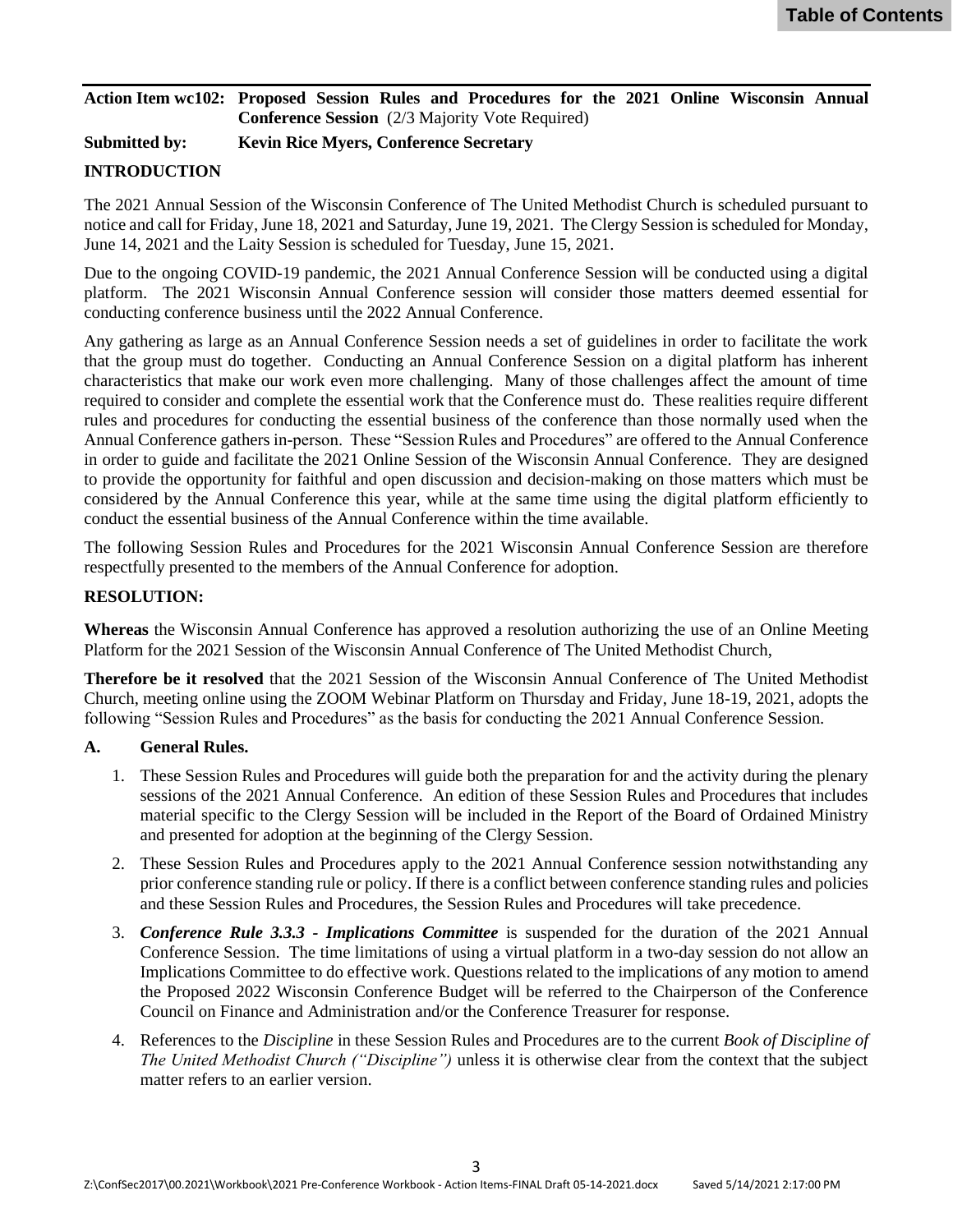**Action Item wc102: Proposed Session Rules and Procedures for the 2021 Online Wisconsin Annual Conference Session** (2/3 Majority Vote Required)

**Submitted by: Kevin Rice Myers, Conference Secretary**

**INTRODUCTION**

The 2021 Annual Session of the Wisconsin Conference of The United Methodist Church is scheduled pursuant to notice and call for Friday, June 18, 2021 and Saturday, June 19, 2021. The Clergy Session is scheduled for Monday, June 14, 2021 and the Laity Session is scheduled for Tuesday, June 15, 2021.

Due to the ongoing COVID-19 pandemic, the 2021 Annual Conference Session will be conducted using a digital platform. The 2021 Wisconsin Annual Conference session will consider those matters deemed essential for conducting conference business until the 2022 Annual Conference.

Any gathering as large as an Annual Conference Session needs a set of guidelines in order to facilitate the work that the group must do together. Conducting an Annual Conference Session on a digital platform has inherent characteristics that make our work even more challenging. Many of those challenges affect the amount of time required to consider and complete the essential work that the Conference must do. These realities require different rules and procedures for conducting the essential business of the conference than those normally used when the Annual Conference gathers in-person. These "Session Rules and Procedures" are offered to the Annual Conference in order to guide and facilitate the 2021 Online Session of the Wisconsin Annual Conference. They are designed to provide the opportunity for faithful and open discussion and decision-making on those matters which must be considered by the Annual Conference this year, while at the same time using the digital platform efficiently to conduct the essential business of the Annual Conference within the time available.

The following Session Rules and Procedures for the 2021 Wisconsin Annual Conference Session are therefore respectfully presented to the members of the Annual Conference for adoption.

**RESOLUTION:**

**Whereas** the Wisconsin Annual Conference has approved a resolution authorizing the use of an Online Meeting Platform for the 2021 Session of the Wisconsin Annual Conference of The United Methodist Church,

**Therefore be it resolved** that the 2021 Session of the Wisconsin Annual Conference of The United Methodist Church, meeting online using the ZOOM Webinar Platform on Thursday and Friday, June 18-19, 2021, adopts the following "Session Rules and Procedures" as the basis for conducting the 2021 Annual Conference Session.

**A. General Rules.**

1. These Session Rules and Procedures will guide both the preparation for and the activity during the plenary sessions of the 2021 Annual Conference. An edition of these Session Rules and Procedures that includes material specific to the Clergy Session will be included in the Report of the Board of Ordained Ministry and presented for adoption at the beginning of the Clergy Session.
2. These Session Rules and Procedures apply to the 2021 Annual Conference session notwithstanding any prior conference standing rule or policy. If there is a conflict between conference standing rules and policies and these Session Rules and Procedures, the Session Rules and Procedures will take precedence.
3. ***Conference Rule 3.3.3 - Implications Committee*** is suspended for the duration of the 2021 Annual Conference Session. The time limitations of using a virtual platform in a two-day session do not allow an Implications Committee to do effective work. Questions related to the implications of any motion to amend the Proposed 2022 Wisconsin Conference Budget will be referred to the Chairperson of the Conference Council on Finance and Administration and/or the Conference Treasurer for response.
4. References to the *Discipline* in these Session Rules and Procedures are to the current *Book of Discipline of The United Methodist Church ("Discipline")* unless it is otherwise clear from the context that the subject matter refers to an earlier version.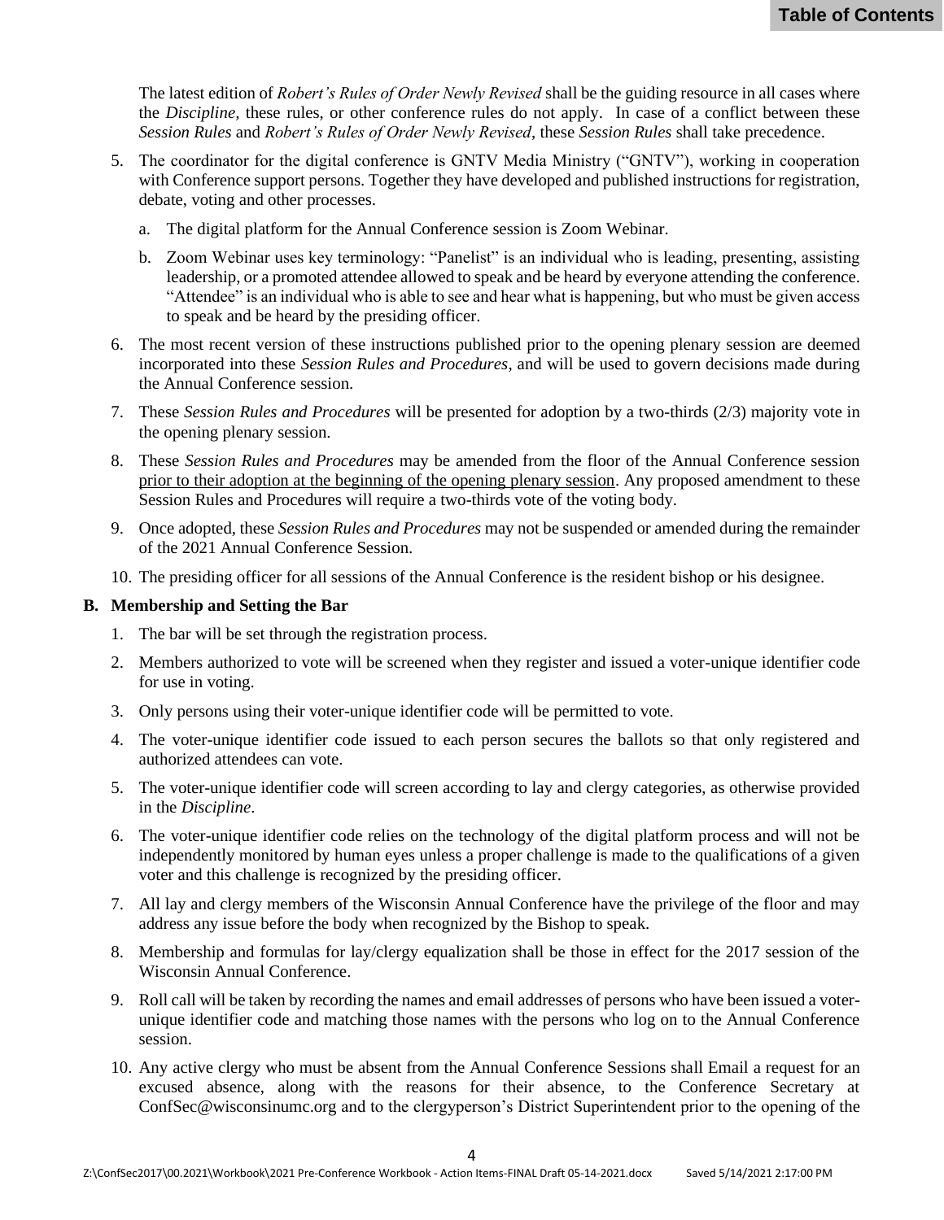The latest edition of *Robert's Rules of Order Newly Revised* shall be the guiding resource in all cases where the *Discipline,* these rules, or other conference rules do not apply. In case of a conflict between these *Session Rules* and *Robert's Rules of Order Newly Revised*, these *Session Rules* shall take precedence.

5. The coordinator for the digital conference is GNTV Media Ministry ("GNTV"), working in cooperation with Conference support persons. Together they have developed and published instructions for registration, debate, voting and other processes.
   a. The digital platform for the Annual Conference session is Zoom Webinar.
   b. Zoom Webinar uses key terminology: "Panelist" is an individual who is leading, presenting, assisting leadership, or a promoted attendee allowed to speak and be heard by everyone attending the conference. "Attendee" is an individual who is able to see and hear what is happening, but who must be given access to speak and be heard by the presiding officer.
6. The most recent version of these instructions published prior to the opening plenary session are deemed incorporated into these *Session Rules and Procedures*, and will be used to govern decisions made during the Annual Conference session.
7. These *Session Rules and Procedures* will be presented for adoption by a two-thirds (2/3) majority vote in the opening plenary session.
8. These *Session Rules and Procedures* may be amended from the floor of the Annual Conference session <u>prior to their adoption at the beginning of the opening plenary session</u>. Any proposed amendment to these Session Rules and Procedures will require a two-thirds vote of the voting body.
9. Once adopted, these *Session Rules and Procedures* may not be suspended or amended during the remainder of the 2021 Annual Conference Session.
10. The presiding officer for all sessions of the Annual Conference is the resident bishop or his designee.

**B. Membership and Setting the Bar**

1. The bar will be set through the registration process.
2. Members authorized to vote will be screened when they register and issued a voter-unique identifier code for use in voting.
3. Only persons using their voter-unique identifier code will be permitted to vote.
4. The voter-unique identifier code issued to each person secures the ballots so that only registered and authorized attendees can vote.
5. The voter-unique identifier code will screen according to lay and clergy categories, as otherwise provided in the *Discipline*.
6. The voter-unique identifier code relies on the technology of the digital platform process and will not be independently monitored by human eyes unless a proper challenge is made to the qualifications of a given voter and this challenge is recognized by the presiding officer.
7. All lay and clergy members of the Wisconsin Annual Conference have the privilege of the floor and may address any issue before the body when recognized by the Bishop to speak.
8. Membership and formulas for lay/clergy equalization shall be those in effect for the 2017 session of the Wisconsin Annual Conference.
9. Roll call will be taken by recording the names and email addresses of persons who have been issued a voter-unique identifier code and matching those names with the persons who log on to the Annual Conference session.
10. Any active clergy who must be absent from the Annual Conference Sessions shall Email a request for an excused absence, along with the reasons for their absence, to the Conference Secretary at ConfSec@wisconsinumc.org and to the clergyperson's District Superintendent prior to the opening of the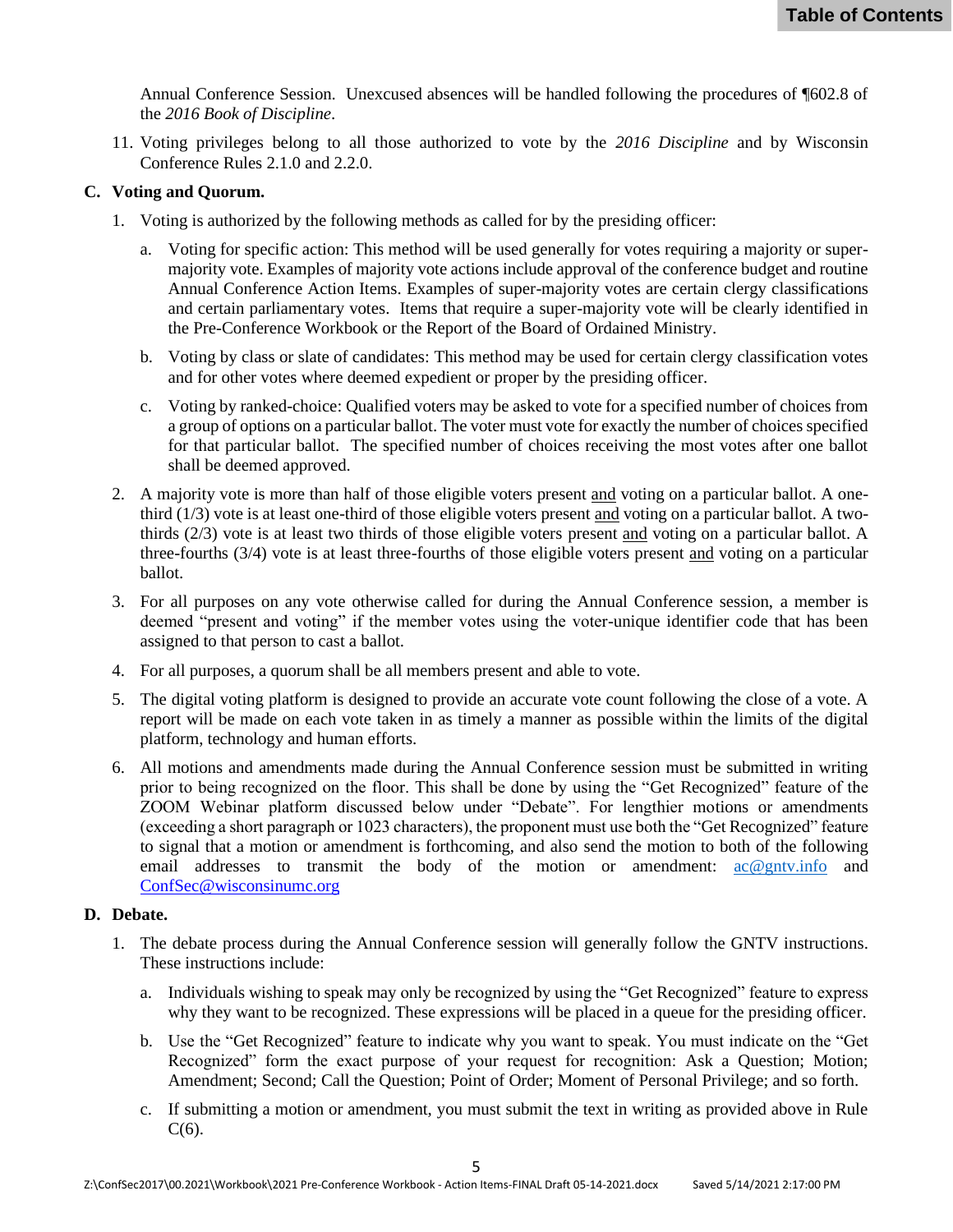Annual Conference Session. Unexcused absences will be handled following the procedures of ¶602.8 of the *2016 Book of Discipline*.

11. Voting privileges belong to all those authorized to vote by the *2016 Discipline* and by Wisconsin Conference Rules 2.1.0 and 2.2.0.

**C. Voting and Quorum.**

1. Voting is authorized by the following methods as called for by the presiding officer:
   a. Voting for specific action: This method will be used generally for votes requiring a majority or super-majority vote. Examples of majority vote actions include approval of the conference budget and routine Annual Conference Action Items. Examples of super-majority votes are certain clergy classifications and certain parliamentary votes. Items that require a super-majority vote will be clearly identified in the Pre-Conference Workbook or the Report of the Board of Ordained Ministry.
   b. Voting by class or slate of candidates: This method may be used for certain clergy classification votes and for other votes where deemed expedient or proper by the presiding officer.
   c. Voting by ranked-choice: Qualified voters may be asked to vote for a specified number of choices from a group of options on a particular ballot. The voter must vote for exactly the number of choices specified for that particular ballot. The specified number of choices receiving the most votes after one ballot shall be deemed approved.
2. A majority vote is more than half of those eligible voters present <u>and</u> voting on a particular ballot. A one-third (1/3) vote is at least one-third of those eligible voters present <u>and</u> voting on a particular ballot. A two-thirds (2/3) vote is at least two thirds of those eligible voters present <u>and</u> voting on a particular ballot. A three-fourths (3/4) vote is at least three-fourths of those eligible voters present <u>and</u> voting on a particular ballot.
3. For all purposes on any vote otherwise called for during the Annual Conference session, a member is deemed "present and voting" if the member votes using the voter-unique identifier code that has been assigned to that person to cast a ballot.
4. For all purposes, a quorum shall be all members present and able to vote.
5. The digital voting platform is designed to provide an accurate vote count following the close of a vote. A report will be made on each vote taken in as timely a manner as possible within the limits of the digital platform, technology and human efforts.
6. All motions and amendments made during the Annual Conference session must be submitted in writing prior to being recognized on the floor. This shall be done by using the "Get Recognized" feature of the ZOOM Webinar platform discussed below under "Debate". For lengthier motions or amendments (exceeding a short paragraph or 1023 characters), the proponent must use both the "Get Recognized" feature to signal that a motion or amendment is forthcoming, and also send the motion to both of the following email addresses to transmit the body of the motion or amendment: [ac@gntv.info](mailto:ac@gntv.info) and [ConfSec@wisconsinumc.org](mailto:ConfSec@wisconsinumc.org)

**D. Debate.**

1. The debate process during the Annual Conference session will generally follow the GNTV instructions. These instructions include:
   a. Individuals wishing to speak may only be recognized by using the "Get Recognized" feature to express why they want to be recognized. These expressions will be placed in a queue for the presiding officer.
   b. Use the "Get Recognized" feature to indicate why you want to speak. You must indicate on the "Get Recognized" form the exact purpose of your request for recognition: Ask a Question; Motion; Amendment; Second; Call the Question; Point of Order; Moment of Personal Privilege; and so forth.
   c. If submitting a motion or amendment, you must submit the text in writing as provided above in Rule C(6).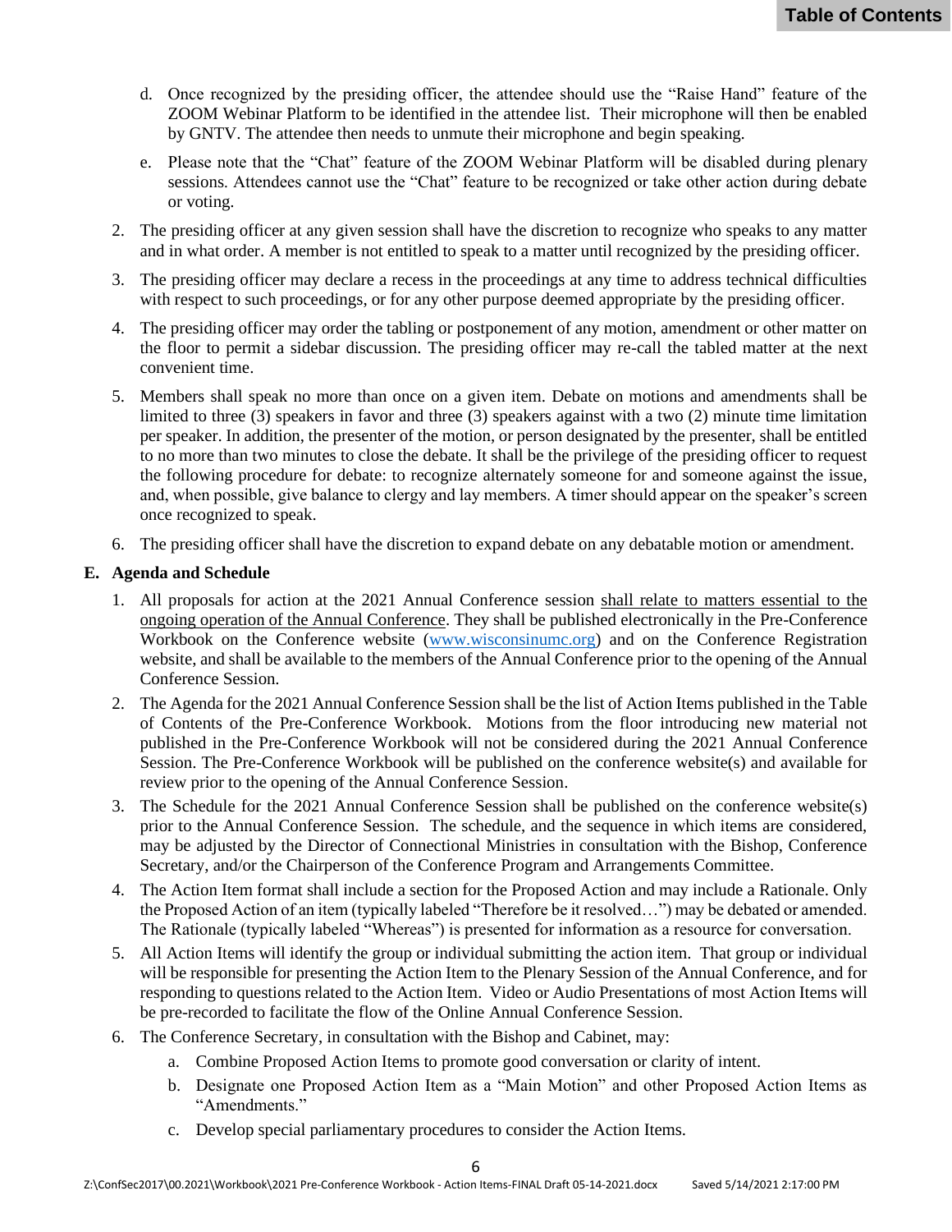d. Once recognized by the presiding officer, the attendee should use the "Raise Hand" feature of the ZOOM Webinar Platform to be identified in the attendee list. Their microphone will then be enabled by GNTV. The attendee then needs to unmute their microphone and begin speaking.

   e. Please note that the "Chat" feature of the ZOOM Webinar Platform will be disabled during plenary sessions. Attendees cannot use the "Chat" feature to be recognized or take other action during debate or voting.

2. The presiding officer at any given session shall have the discretion to recognize who speaks to any matter and in what order. A member is not entitled to speak to a matter until recognized by the presiding officer.

3. The presiding officer may declare a recess in the proceedings at any time to address technical difficulties with respect to such proceedings, or for any other purpose deemed appropriate by the presiding officer.

4. The presiding officer may order the tabling or postponement of any motion, amendment or other matter on the floor to permit a sidebar discussion. The presiding officer may re-call the tabled matter at the next convenient time.

5. Members shall speak no more than once on a given item. Debate on motions and amendments shall be limited to three (3) speakers in favor and three (3) speakers against with a two (2) minute time limitation per speaker. In addition, the presenter of the motion, or person designated by the presenter, shall be entitled to no more than two minutes to close the debate. It shall be the privilege of the presiding officer to request the following procedure for debate: to recognize alternately someone for and someone against the issue, and, when possible, give balance to clergy and lay members. A timer should appear on the speaker's screen once recognized to speak.

6. The presiding officer shall have the discretion to expand debate on any debatable motion or amendment.

### E. Agenda and Schedule

1. All proposals for action at the 2021 Annual Conference session <u>shall relate to matters essential to the ongoing operation of the Annual Conference</u>. They shall be published electronically in the Pre-Conference Workbook on the Conference website ([www.wisconsinumc.org](http://www.wisconsinumc.org)) and on the Conference Registration website, and shall be available to the members of the Annual Conference prior to the opening of the Annual Conference Session.

2. The Agenda for the 2021 Annual Conference Session shall be the list of Action Items published in the Table of Contents of the Pre-Conference Workbook. Motions from the floor introducing new material not published in the Pre-Conference Workbook will not be considered during the 2021 Annual Conference Session. The Pre-Conference Workbook will be published on the conference website(s) and available for review prior to the opening of the Annual Conference Session.

3. The Schedule for the 2021 Annual Conference Session shall be published on the conference website(s) prior to the Annual Conference Session. The schedule, and the sequence in which items are considered, may be adjusted by the Director of Connectional Ministries in consultation with the Bishop, Conference Secretary, and/or the Chairperson of the Conference Program and Arrangements Committee.

4. The Action Item format shall include a section for the Proposed Action and may include a Rationale. Only the Proposed Action of an item (typically labeled "Therefore be it resolved…") may be debated or amended. The Rationale (typically labeled "Whereas") is presented for information as a resource for conversation.

5. All Action Items will identify the group or individual submitting the action item. That group or individual will be responsible for presenting the Action Item to the Plenary Session of the Annual Conference, and for responding to questions related to the Action Item. Video or Audio Presentations of most Action Items will be pre-recorded to facilitate the flow of the Online Annual Conference Session.

6. The Conference Secretary, in consultation with the Bishop and Cabinet, may:
   a. Combine Proposed Action Items to promote good conversation or clarity of intent.
   b. Designate one Proposed Action Item as a "Main Motion" and other Proposed Action Items as "Amendments."
   c. Develop special parliamentary procedures to consider the Action Items.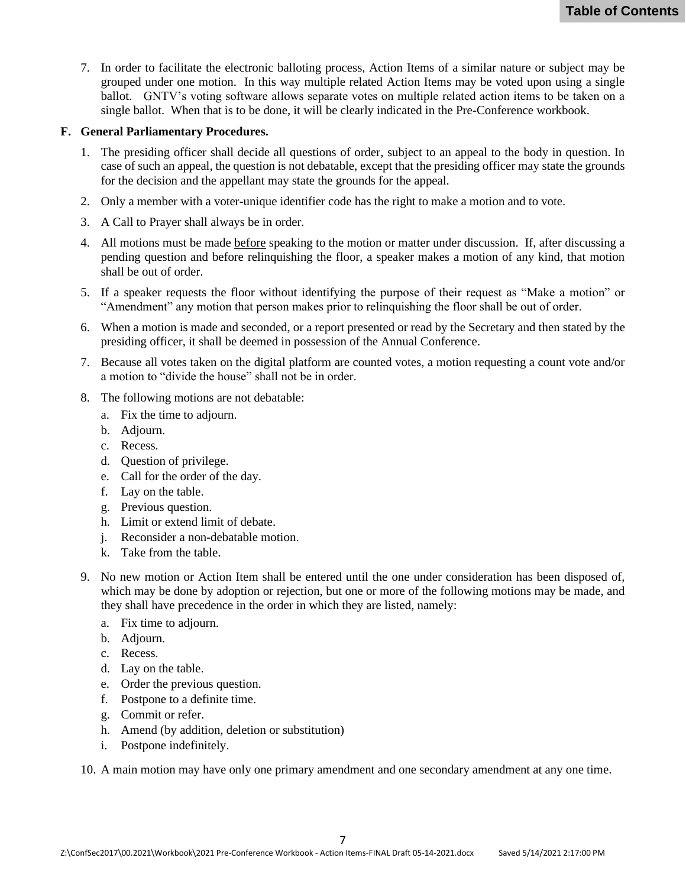7. In order to facilitate the electronic balloting process, Action Items of a similar nature or subject may be grouped under one motion. In this way multiple related Action Items may be voted upon using a single ballot. GNTV's voting software allows separate votes on multiple related action items to be taken on a single ballot. When that is to be done, it will be clearly indicated in the Pre-Conference workbook.

**F. General Parliamentary Procedures.**

1. The presiding officer shall decide all questions of order, subject to an appeal to the body in question. In case of such an appeal, the question is not debatable, except that the presiding officer may state the grounds for the decision and the appellant may state the grounds for the appeal.
2. Only a member with a voter-unique identifier code has the right to make a motion and to vote.
3. A Call to Prayer shall always be in order.
4. All motions must be made <u>before</u> speaking to the motion or matter under discussion. If, after discussing a pending question and before relinquishing the floor, a speaker makes a motion of any kind, that motion shall be out of order.
5. If a speaker requests the floor without identifying the purpose of their request as "Make a motion" or "Amendment" any motion that person makes prior to relinquishing the floor shall be out of order.
6. When a motion is made and seconded, or a report presented or read by the Secretary and then stated by the presiding officer, it shall be deemed in possession of the Annual Conference.
7. Because all votes taken on the digital platform are counted votes, a motion requesting a count vote and/or a motion to "divide the house" shall not be in order.
8. The following motions are not debatable:
   a. Fix the time to adjourn.
   b. Adjourn.
   c. Recess.
   d. Question of privilege.
   e. Call for the order of the day.
   f. Lay on the table.
   g. Previous question.
   h. Limit or extend limit of debate.
   j. Reconsider a non-debatable motion.
   k. Take from the table.
9. No new motion or Action Item shall be entered until the one under consideration has been disposed of, which may be done by adoption or rejection, but one or more of the following motions may be made, and they shall have precedence in the order in which they are listed, namely:
   a. Fix time to adjourn.
   b. Adjourn.
   c. Recess.
   d. Lay on the table.
   e. Order the previous question.
   f. Postpone to a definite time.
   g. Commit or refer.
   h. Amend (by addition, deletion or substitution)
   i. Postpone indefinitely.
10. A main motion may have only one primary amendment and one secondary amendment at any one time.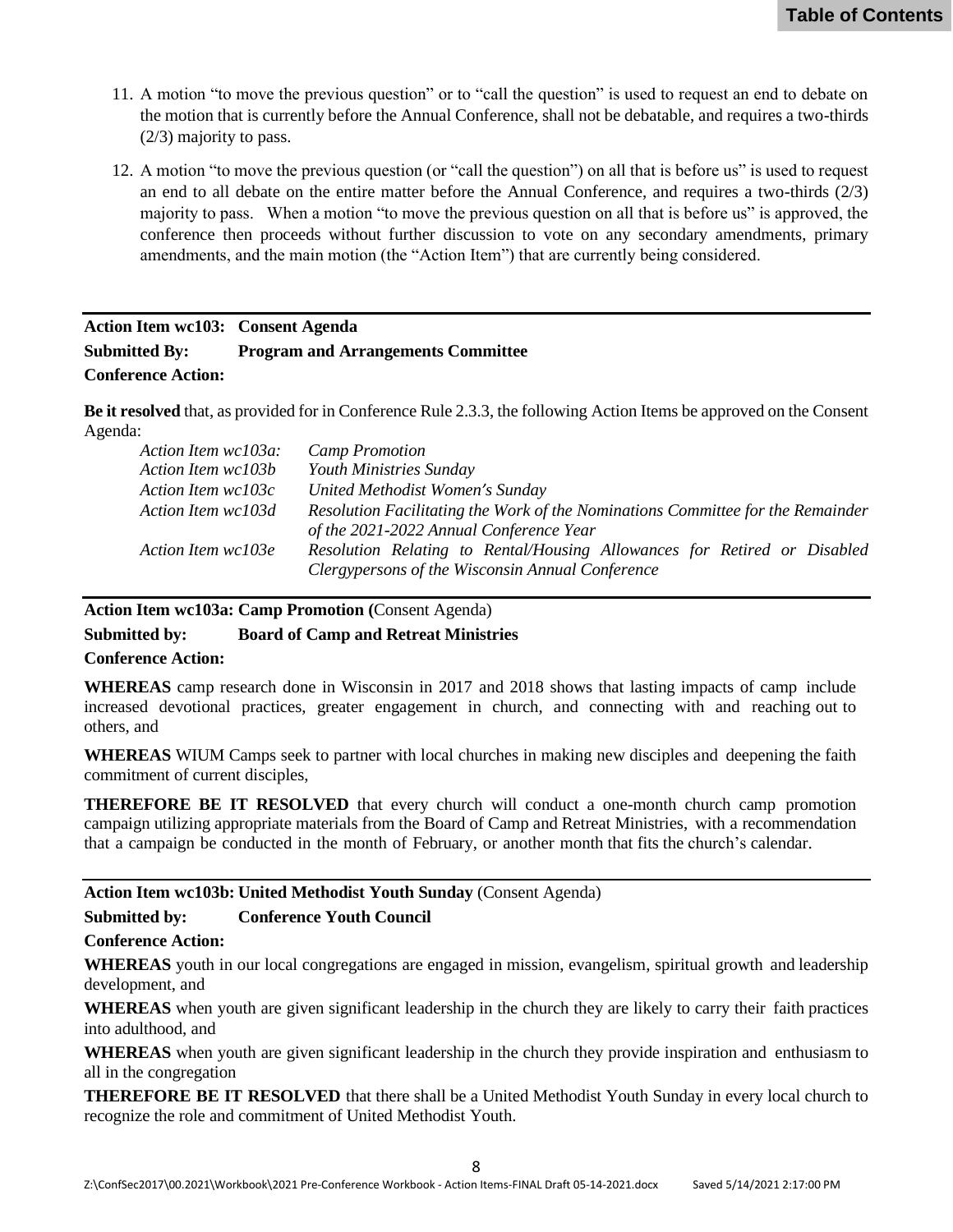11. A motion “to move the previous question” or to “call the question” is used to request an end to debate on the motion that is currently before the Annual Conference, shall not be debatable, and requires a two-thirds (2/3) majority to pass.

12. A motion “to move the previous question (or “call the question”) on all that is before us” is used to request an end to all debate on the entire matter before the Annual Conference, and requires a two-thirds (2/3) majority to pass. When a motion “to move the previous question on all that is before us” is approved, the conference then proceeds without further discussion to vote on any secondary amendments, primary amendments, and the main motion (the “Action Item”) that are currently being considered.

---

**Action Item wc103: Consent Agenda**
**Submitted By: Program and Arrangements Committee**
**Conference Action:**

**Be it resolved** that, as provided for in Conference Rule 2.3.3, the following Action Items be approved on the Consent Agenda:

| | |
|---|---|
| *Action Item wc103a:* | *Camp Promotion* |
| *Action Item wc103b* | *Youth Ministries Sunday* |
| *Action Item wc103c* | *United Methodist Women's Sunday* |
| *Action Item wc103d* | *Resolution Facilitating the Work of the Nominations Committee for the Remainder of the 2021-2022 Annual Conference Year* |
| *Action Item wc103e* | *Resolution Relating to Rental/Housing Allowances for Retired or Disabled Clergypersons of the Wisconsin Annual Conference* |

---

**Action Item wc103a: Camp Promotion (**Consent Agenda)
**Submitted by: Board of Camp and Retreat Ministries**
**Conference Action:**

**WHEREAS** camp research done in Wisconsin in 2017 and 2018 shows that lasting impacts of camp include increased devotional practices, greater engagement in church, and connecting with and reaching out to others, and

**WHEREAS** WIUM Camps seek to partner with local churches in making new disciples and deepening the faith commitment of current disciples,

**THEREFORE BE IT RESOLVED** that every church will conduct a one-month church camp promotion campaign utilizing appropriate materials from the Board of Camp and Retreat Ministries, with a recommendation that a campaign be conducted in the month of February, or another month that fits the church’s calendar.

---

**Action Item wc103b: United Methodist Youth Sunday** (Consent Agenda)
**Submitted by: Conference Youth Council**
**Conference Action:**

**WHEREAS** youth in our local congregations are engaged in mission, evangelism, spiritual growth and leadership development, and

**WHEREAS** when youth are given significant leadership in the church they are likely to carry their faith practices into adulthood, and

**WHEREAS** when youth are given significant leadership in the church they provide inspiration and enthusiasm to all in the congregation

**THEREFORE BE IT RESOLVED** that there shall be a United Methodist Youth Sunday in every local church to recognize the role and commitment of United Methodist Youth.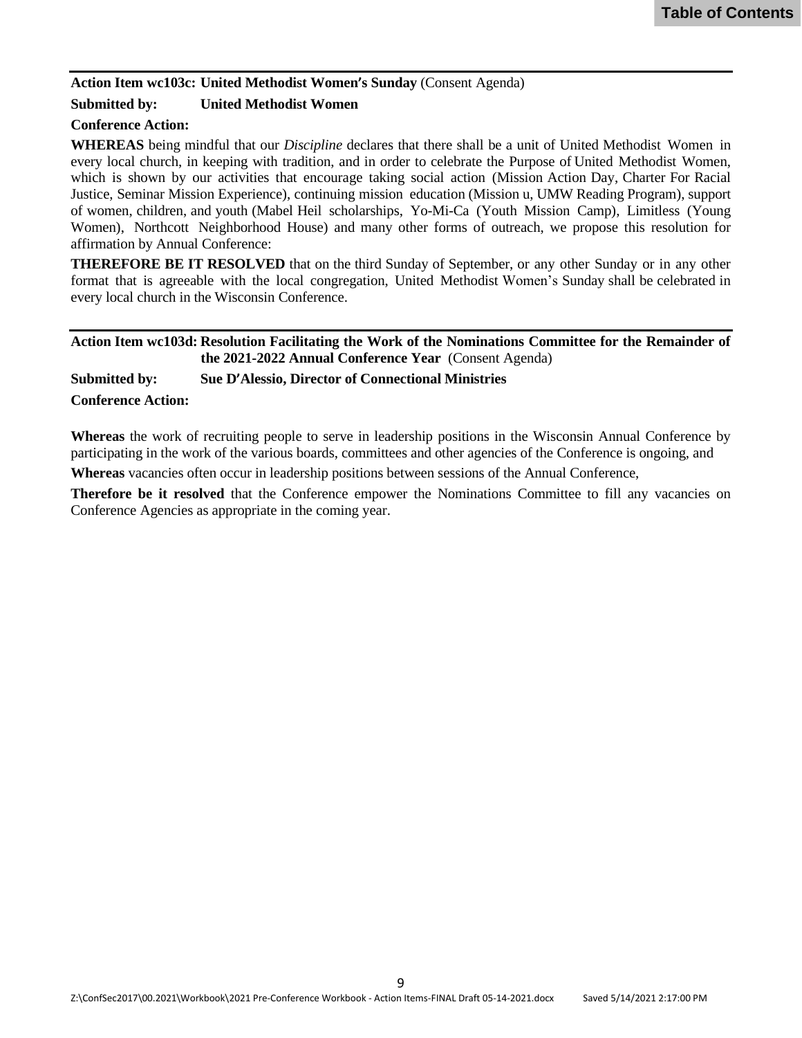**Action Item wc103c: United Methodist Women's Sunday** (Consent Agenda)

**Submitted by:** **United Methodist Women**

**Conference Action:**

**WHEREAS** being mindful that our *Discipline* declares that there shall be a unit of United Methodist Women in every local church, in keeping with tradition, and in order to celebrate the Purpose of United Methodist Women, which is shown by our activities that encourage taking social action (Mission Action Day, Charter For Racial Justice, Seminar Mission Experience), continuing mission education (Mission u, UMW Reading Program), support of women, children, and youth (Mabel Heil scholarships, Yo-Mi-Ca (Youth Mission Camp), Limitless (Young Women), Northcott Neighborhood House) and many other forms of outreach, we propose this resolution for affirmation by Annual Conference:

**THEREFORE BE IT RESOLVED** that on the third Sunday of September, or any other Sunday or in any other format that is agreeable with the local congregation, United Methodist Women's Sunday shall be celebrated in every local church in the Wisconsin Conference.

---

**Action Item wc103d: Resolution Facilitating the Work of the Nominations Committee for the Remainder of the 2021-2022 Annual Conference Year** (Consent Agenda)

**Submitted by:** **Sue D'Alessio, Director of Connectional Ministries**

**Conference Action:**

**Whereas** the work of recruiting people to serve in leadership positions in the Wisconsin Annual Conference by participating in the work of the various boards, committees and other agencies of the Conference is ongoing, and

**Whereas** vacancies often occur in leadership positions between sessions of the Annual Conference,

**Therefore be it resolved** that the Conference empower the Nominations Committee to fill any vacancies on Conference Agencies as appropriate in the coming year.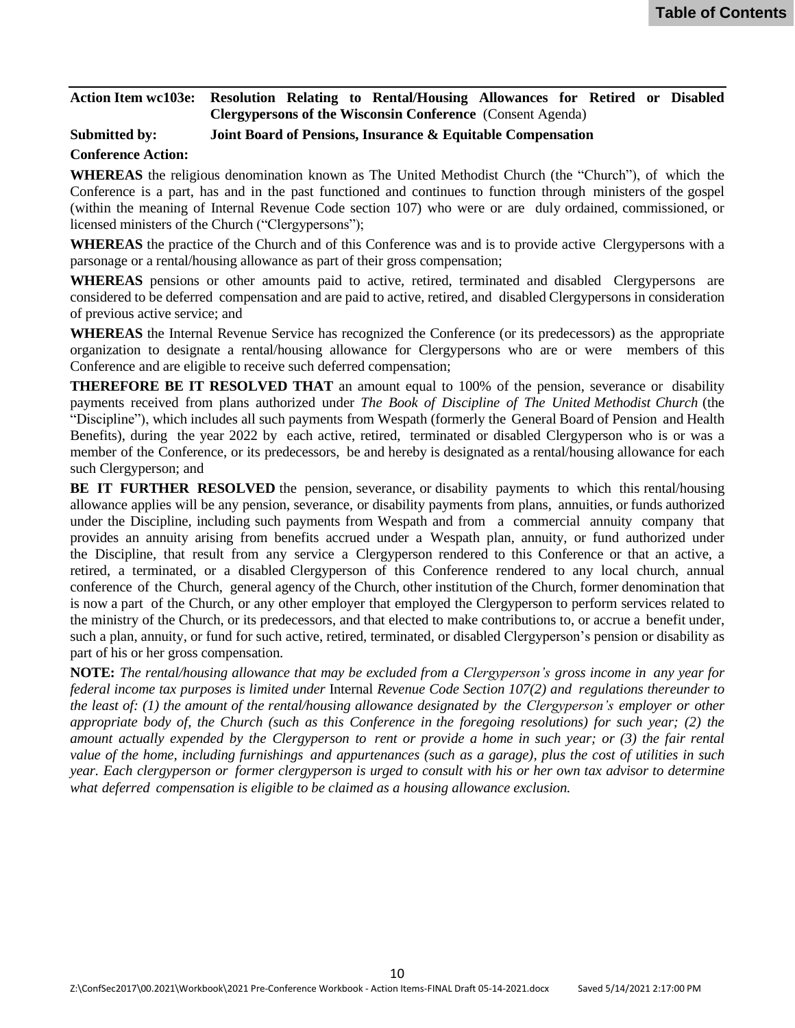**Action Item wc103e: Resolution Relating to Rental/Housing Allowances for Retired or Disabled Clergypersons of the Wisconsin Conference** (Consent Agenda)

**Submitted by: Joint Board of Pensions, Insurance & Equitable Compensation**

**Conference Action:**

**WHEREAS** the religious denomination known as The United Methodist Church (the "Church"), of which the Conference is a part, has and in the past functioned and continues to function through ministers of the gospel (within the meaning of Internal Revenue Code section 107) who were or are duly ordained, commissioned, or licensed ministers of the Church ("Clergypersons");

**WHEREAS** the practice of the Church and of this Conference was and is to provide active Clergypersons with a parsonage or a rental/housing allowance as part of their gross compensation;

**WHEREAS** pensions or other amounts paid to active, retired, terminated and disabled Clergypersons are considered to be deferred compensation and are paid to active, retired, and disabled Clergypersons in consideration of previous active service; and

**WHEREAS** the Internal Revenue Service has recognized the Conference (or its predecessors) as the appropriate organization to designate a rental/housing allowance for Clergypersons who are or were members of this Conference and are eligible to receive such deferred compensation;

**THEREFORE BE IT RESOLVED THAT** an amount equal to 100% of the pension, severance or disability payments received from plans authorized under *The Book of Discipline of The United Methodist Church* (the "Discipline"), which includes all such payments from Wespath (formerly the General Board of Pension and Health Benefits), during the year 2022 by each active, retired, terminated or disabled Clergyperson who is or was a member of the Conference, or its predecessors, be and hereby is designated as a rental/housing allowance for each such Clergyperson; and

**BE IT FURTHER RESOLVED** the pension, severance, or disability payments to which this rental/housing allowance applies will be any pension, severance, or disability payments from plans, annuities, or funds authorized under the Discipline, including such payments from Wespath and from a commercial annuity company that provides an annuity arising from benefits accrued under a Wespath plan, annuity, or fund authorized under the Discipline, that result from any service a Clergyperson rendered to this Conference or that an active, a retired, a terminated, or a disabled Clergyperson of this Conference rendered to any local church, annual conference of the Church, general agency of the Church, other institution of the Church, former denomination that is now a part of the Church, or any other employer that employed the Clergyperson to perform services related to the ministry of the Church, or its predecessors, and that elected to make contributions to, or accrue a benefit under, such a plan, annuity, or fund for such active, retired, terminated, or disabled Clergyperson's pension or disability as part of his or her gross compensation.

**NOTE:** *The rental/housing allowance that may be excluded from a Clergyperson's gross income in any year for federal income tax purposes is limited under* Internal *Revenue Code Section 107(2) and regulations thereunder to the least of: (1) the amount of the rental/housing allowance designated by the Clergyperson's employer or other appropriate body of, the Church (such as this Conference in the foregoing resolutions) for such year; (2) the amount actually expended by the Clergyperson to rent or provide a home in such year; or (3) the fair rental value of the home, including furnishings and appurtenances (such as a garage), plus the cost of utilities in such year. Each clergyperson or former clergyperson is urged to consult with his or her own tax advisor to determine what deferred compensation is eligible to be claimed as a housing allowance exclusion.*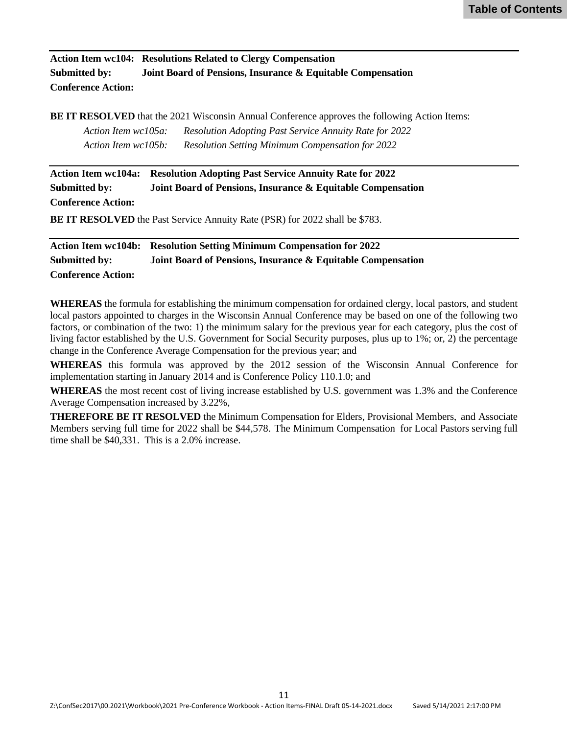**Action Item wc104: Resolutions Related to Clergy Compensation**
**Submitted by: Joint Board of Pensions, Insurance & Equitable Compensation**
**Conference Action:**

**BE IT RESOLVED** that the 2021 Wisconsin Annual Conference approves the following Action Items:

*Action Item wc105a: Resolution Adopting Past Service Annuity Rate for 2022*
*Action Item wc105b: Resolution Setting Minimum Compensation for 2022*

---

**Action Item wc104a: Resolution Adopting Past Service Annuity Rate for 2022**
**Submitted by: Joint Board of Pensions, Insurance & Equitable Compensation**
**Conference Action:**

**BE IT RESOLVED** the Past Service Annuity Rate (PSR) for 2022 shall be $783.

---

**Action Item wc104b: Resolution Setting Minimum Compensation for 2022**
**Submitted by: Joint Board of Pensions, Insurance & Equitable Compensation**
**Conference Action:**

**WHEREAS** the formula for establishing the minimum compensation for ordained clergy, local pastors, and student local pastors appointed to charges in the Wisconsin Annual Conference may be based on one of the following two factors, or combination of the two: 1) the minimum salary for the previous year for each category, plus the cost of living factor established by the U.S. Government for Social Security purposes, plus up to 1%; or, 2) the percentage change in the Conference Average Compensation for the previous year; and

**WHEREAS** this formula was approved by the 2012 session of the Wisconsin Annual Conference for implementation starting in January 2014 and is Conference Policy 110.1.0; and

**WHEREAS** the most recent cost of living increase established by U.S. government was 1.3% and the Conference Average Compensation increased by 3.22%,

**THEREFORE BE IT RESOLVED** the Minimum Compensation for Elders, Provisional Members, and Associate Members serving full time for 2022 shall be $44,578. The Minimum Compensation for Local Pastors serving full time shall be $40,331. This is a 2.0% increase.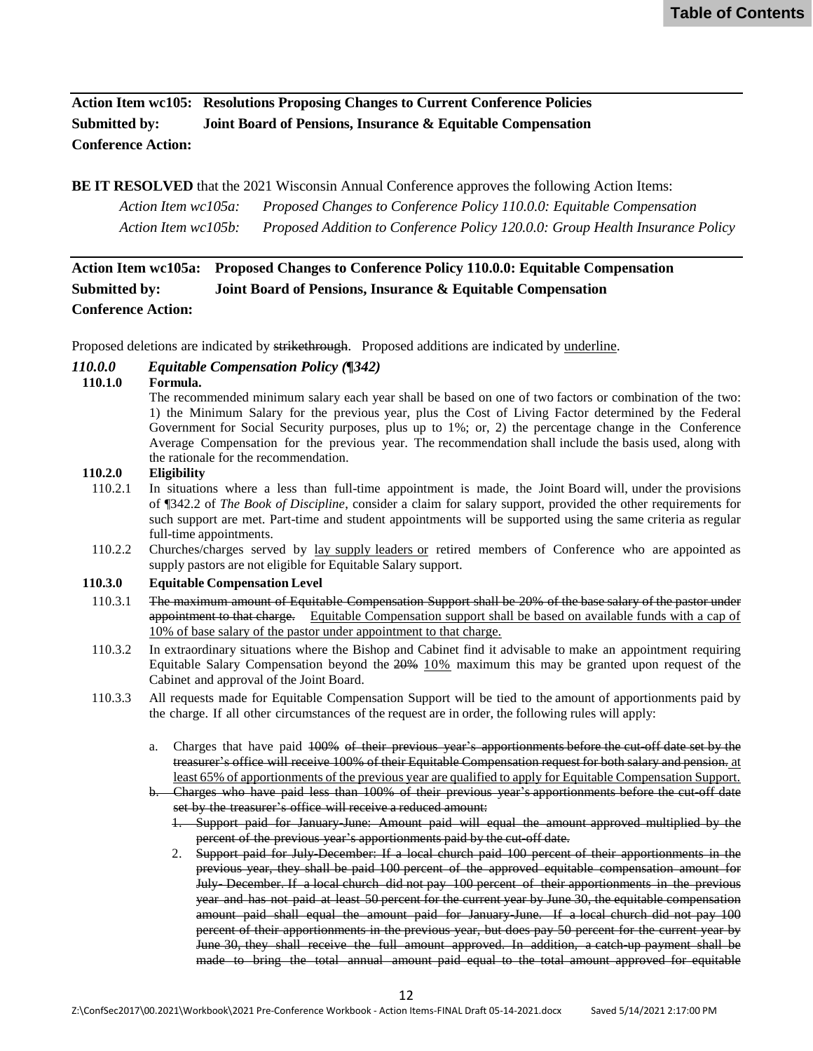**Action Item wc105: Resolutions Proposing Changes to Current Conference Policies**
**Submitted by: Joint Board of Pensions, Insurance & Equitable Compensation**
**Conference Action:**

**BE IT RESOLVED** that the 2021 Wisconsin Annual Conference approves the following Action Items:

*Action Item wc105a: Proposed Changes to Conference Policy 110.0.0: Equitable Compensation*
*Action Item wc105b: Proposed Addition to Conference Policy 120.0.0: Group Health Insurance Policy*

**Action Item wc105a: Proposed Changes to Conference Policy 110.0.0: Equitable Compensation**
**Submitted by: Joint Board of Pensions, Insurance & Equitable Compensation**
**Conference Action:**

Proposed deletions are indicated by ~~strikethrough~~. Proposed additions are indicated by <u>underline</u>.

***110.0.0 Equitable Compensation Policy (¶342)***

**110.1.0 Formula.**

The recommended minimum salary each year shall be based on one of two factors or combination of the two: 1) the Minimum Salary for the previous year, plus the Cost of Living Factor determined by the Federal Government for Social Security purposes, plus up to 1%; or, 2) the percentage change in the Conference Average Compensation for the previous year. The recommendation shall include the basis used, along with the rationale for the recommendation.

**110.2.0 Eligibility**

110.2.1 In situations where a less than full-time appointment is made, the Joint Board will, under the provisions of ¶342.2 of *The Book of Discipline*, consider a claim for salary support, provided the other requirements for such support are met. Part-time and student appointments will be supported using the same criteria as regular full-time appointments.

110.2.2 Churches/charges served by <u>lay supply leaders or</u> retired members of Conference who are appointed as supply pastors are not eligible for Equitable Salary support.

**110.3.0 Equitable Compensation Level**

110.3.1 ~~The maximum amount of Equitable Compensation Support shall be 20% of the base salary of the pastor under appointment to that charge.~~ <u>Equitable Compensation support shall be based on available funds with a cap of 10% of base salary of the pastor under appointment to that charge.</u>

110.3.2 In extraordinary situations where the Bishop and Cabinet find it advisable to make an appointment requiring Equitable Salary Compensation beyond the ~~20%~~ <u>10%</u> maximum this may be granted upon request of the Cabinet and approval of the Joint Board.

110.3.3 All requests made for Equitable Compensation Support will be tied to the amount of apportionments paid by the charge. If all other circumstances of the request are in order, the following rules will apply:

a. Charges that have paid ~~100% of their previous year's apportionments before the cut-off date set by the treasurer's office will receive 100% of their Equitable Compensation request for both salary and pension.~~ <u>at least 65% of apportionments of the previous year are qualified to apply for Equitable Compensation Support.</u>

~~b. Charges who have paid less than 100% of their previous year's apportionments before the cut-off date set by the treasurer's office will receive a reduced amount:~~

~~1. Support paid for January-June: Amount paid will equal the amount approved multiplied by the percent of the previous year's apportionments paid by the cut-off date.~~

~~2. Support paid for July-December: If a local church paid 100 percent of their apportionments in the previous year, they shall be paid 100 percent of the approved equitable compensation amount for July- December. If a local church did not pay 100 percent of their apportionments in the previous year and has not paid at least 50 percent for the current year by June 30, the equitable compensation amount paid shall equal the amount paid for January-June. If a local church did not pay 100 percent of their apportionments in the previous year, but does pay 50 percent for the current year by June 30, they shall receive the full amount approved. In addition, a catch-up payment shall be made to bring the total annual amount paid equal to the total amount approved for equitable~~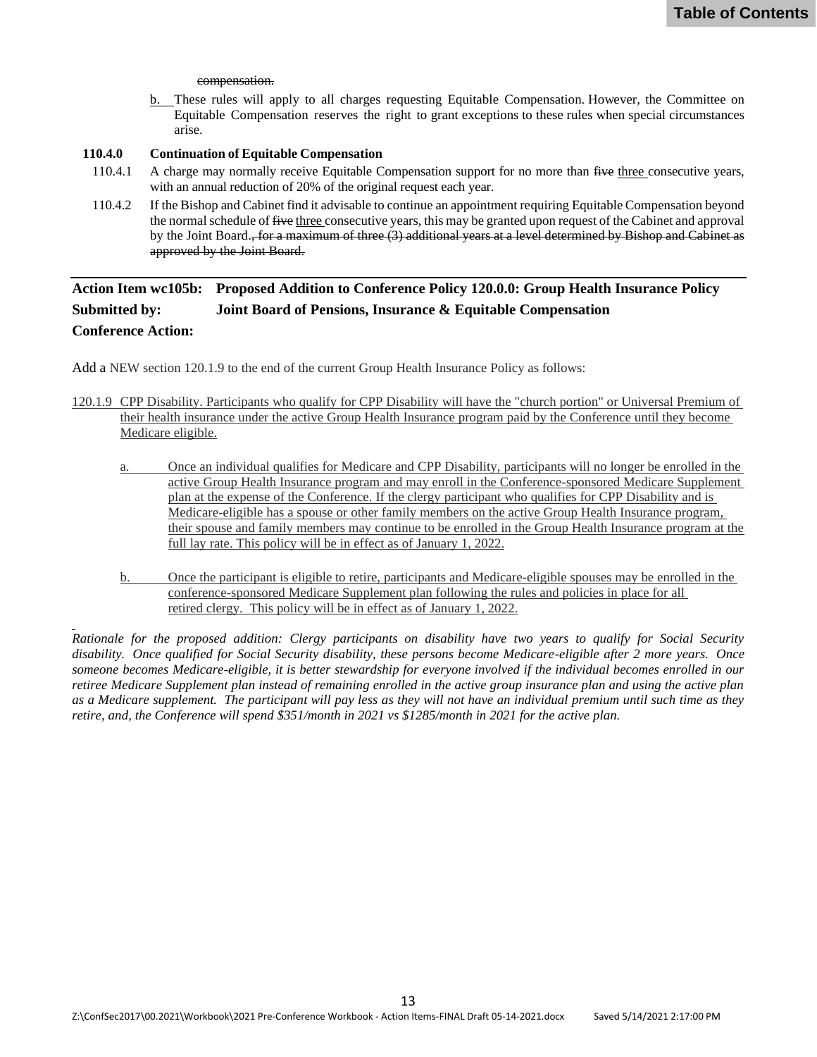~~compensation.~~

b. These rules will apply to all charges requesting Equitable Compensation. However, the Committee on Equitable Compensation reserves the right to grant exceptions to these rules when special circumstances arise.

**110.4.0 Continuation of Equitable Compensation**

110.4.1 A charge may normally receive Equitable Compensation support for no more than ~~five~~ <u>three</u> consecutive years, with an annual reduction of 20% of the original request each year.

110.4.2 If the Bishop and Cabinet find it advisable to continue an appointment requiring Equitable Compensation beyond the normal schedule of ~~five~~ <u>three</u> consecutive years, this may be granted upon request of the Cabinet and approval by the Joint Board.~~, for a maximum of three (3) additional years at a level determined by Bishop and Cabinet as approved by the Joint Board.~~

---

**Action Item wc105b: Proposed Addition to Conference Policy 120.0.0: Group Health Insurance Policy**
**Submitted by: Joint Board of Pensions, Insurance & Equitable Compensation**
**Conference Action:**

Add a NEW section 120.1.9 to the end of the current Group Health Insurance Policy as follows:

<u>120.1.9 CPP Disability. Participants who qualify for CPP Disability will have the "church portion" or Universal Premium of their health insurance under the active Group Health Insurance program paid by the Conference until they become Medicare eligible.</u>

<u>a. Once an individual qualifies for Medicare and CPP Disability, participants will no longer be enrolled in the active Group Health Insurance program and may enroll in the Conference-sponsored Medicare Supplement plan at the expense of the Conference. If the clergy participant who qualifies for CPP Disability and is Medicare-eligible has a spouse or other family members on the active Group Health Insurance program, their spouse and family members may continue to be enrolled in the Group Health Insurance program at the full lay rate. This policy will be in effect as of January 1, 2022.</u>

<u>b. Once the participant is eligible to retire, participants and Medicare-eligible spouses may be enrolled in the conference-sponsored Medicare Supplement plan following the rules and policies in place for all retired clergy. This policy will be in effect as of January 1, 2022.</u>

*Rationale for the proposed addition: Clergy participants on disability have two years to qualify for Social Security disability. Once qualified for Social Security disability, these persons become Medicare-eligible after 2 more years. Once someone becomes Medicare-eligible, it is better stewardship for everyone involved if the individual becomes enrolled in our retiree Medicare Supplement plan instead of remaining enrolled in the active group insurance plan and using the active plan as a Medicare supplement. The participant will pay less as they will not have an individual premium until such time as they retire, and, the Conference will spend $351/month in 2021 vs $1285/month in 2021 for the active plan.*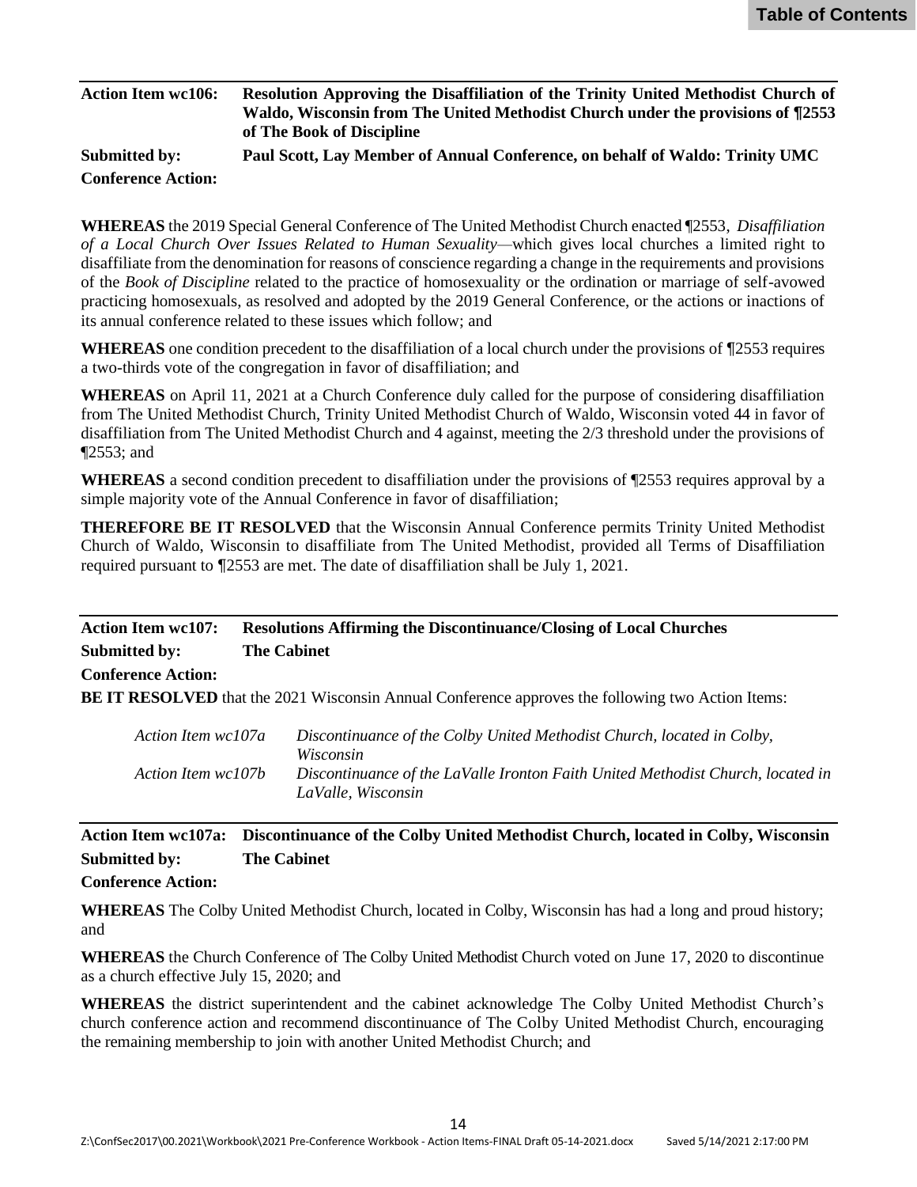**Action Item wc106:** **Resolution Approving the Disaffiliation of the Trinity United Methodist Church of Waldo, Wisconsin from The United Methodist Church under the provisions of ¶2553 of The Book of Discipline**

**Submitted by:** **Paul Scott, Lay Member of Annual Conference, on behalf of Waldo: Trinity UMC**

**Conference Action:**

**WHEREAS** the 2019 Special General Conference of The United Methodist Church enacted ¶2553, *Disaffiliation of a Local Church Over Issues Related to Human Sexuality*—which gives local churches a limited right to disaffiliate from the denomination for reasons of conscience regarding a change in the requirements and provisions of the *Book of Discipline* related to the practice of homosexuality or the ordination or marriage of self-avowed practicing homosexuals, as resolved and adopted by the 2019 General Conference, or the actions or inactions of its annual conference related to these issues which follow; and

**WHEREAS** one condition precedent to the disaffiliation of a local church under the provisions of ¶2553 requires a two-thirds vote of the congregation in favor of disaffiliation; and

**WHEREAS** on April 11, 2021 at a Church Conference duly called for the purpose of considering disaffiliation from The United Methodist Church, Trinity United Methodist Church of Waldo, Wisconsin voted 44 in favor of disaffiliation from The United Methodist Church and 4 against, meeting the 2/3 threshold under the provisions of ¶2553; and

**WHEREAS** a second condition precedent to disaffiliation under the provisions of ¶2553 requires approval by a simple majority vote of the Annual Conference in favor of disaffiliation;

**THEREFORE BE IT RESOLVED** that the Wisconsin Annual Conference permits Trinity United Methodist Church of Waldo, Wisconsin to disaffiliate from The United Methodist, provided all Terms of Disaffiliation required pursuant to ¶2553 are met. The date of disaffiliation shall be July 1, 2021.

---

**Action Item wc107:** **Resolutions Affirming the Discontinuance/Closing of Local Churches**

**Submitted by:** **The Cabinet**

**Conference Action:**

**BE IT RESOLVED** that the 2021 Wisconsin Annual Conference approves the following two Action Items:

| | |
|---|---|
| *Action Item wc107a* | *Discontinuance of the Colby United Methodist Church, located in Colby, Wisconsin* |
| *Action Item wc107b* | *Discontinuance of the LaValle Ironton Faith United Methodist Church, located in LaValle, Wisconsin* |

---

**Action Item wc107a:** **Discontinuance of the Colby United Methodist Church, located in Colby, Wisconsin**

**Submitted by:** **The Cabinet**

**Conference Action:**

**WHEREAS** The Colby United Methodist Church, located in Colby, Wisconsin has had a long and proud history; and

**WHEREAS** the Church Conference of The Colby United Methodist Church voted on June 17, 2020 to discontinue as a church effective July 15, 2020; and

**WHEREAS** the district superintendent and the cabinet acknowledge The Colby United Methodist Church's church conference action and recommend discontinuance of The Colby United Methodist Church, encouraging the remaining membership to join with another United Methodist Church; and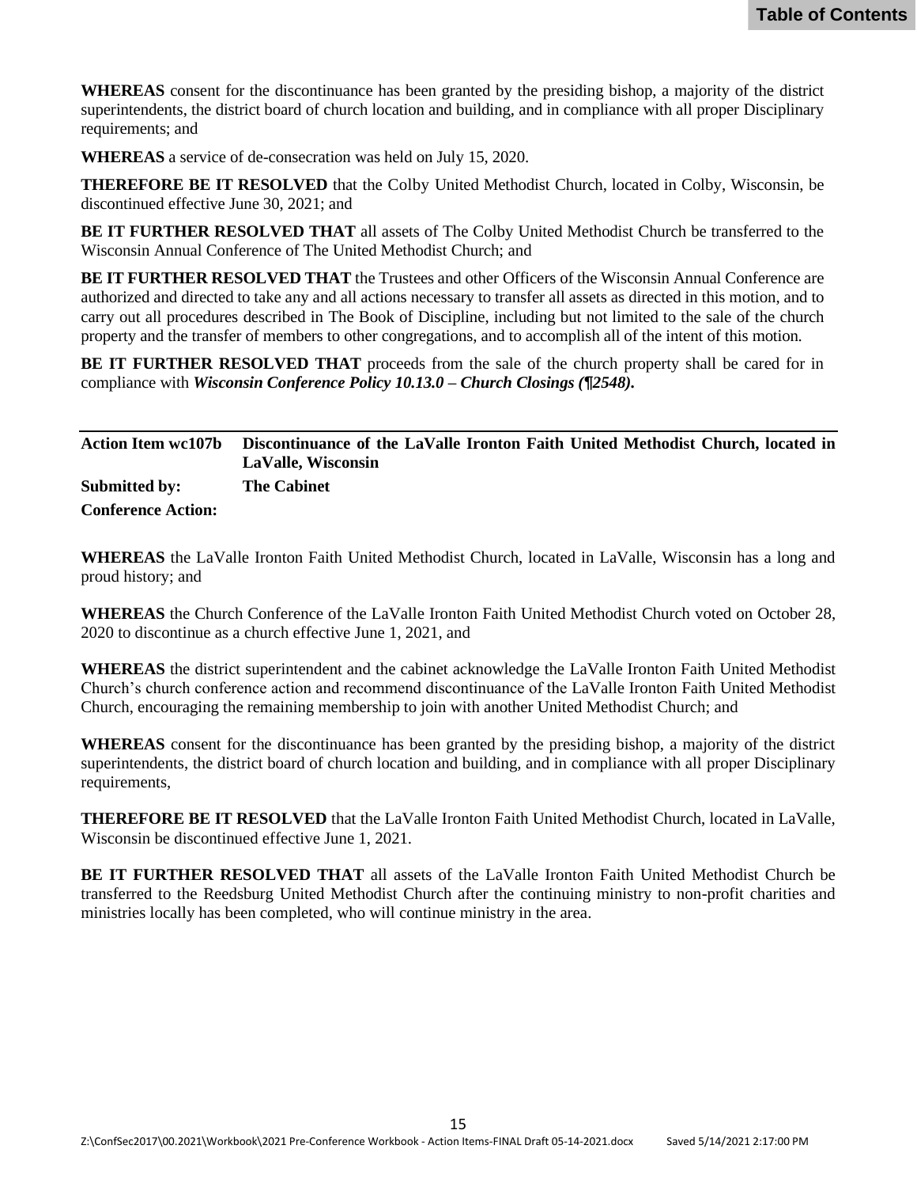**WHEREAS** consent for the discontinuance has been granted by the presiding bishop, a majority of the district superintendents, the district board of church location and building, and in compliance with all proper Disciplinary requirements; and

**WHEREAS** a service of de-consecration was held on July 15, 2020.

**THEREFORE BE IT RESOLVED** that the Colby United Methodist Church, located in Colby, Wisconsin, be discontinued effective June 30, 2021; and

**BE IT FURTHER RESOLVED THAT** all assets of The Colby United Methodist Church be transferred to the Wisconsin Annual Conference of The United Methodist Church; and

**BE IT FURTHER RESOLVED THAT** the Trustees and other Officers of the Wisconsin Annual Conference are authorized and directed to take any and all actions necessary to transfer all assets as directed in this motion, and to carry out all procedures described in The Book of Discipline, including but not limited to the sale of the church property and the transfer of members to other congregations, and to accomplish all of the intent of this motion.

**BE IT FURTHER RESOLVED THAT** proceeds from the sale of the church property shall be cared for in compliance with ***Wisconsin Conference Policy 10.13.0 – Church Closings (¶2548).***

---

| | |
|---|---|
| **Action Item wc107b** | **Discontinuance of the LaValle Ironton Faith United Methodist Church, located in LaValle, Wisconsin** |
| **Submitted by:** | **The Cabinet** |
| **Conference Action:** | |

**WHEREAS** the LaValle Ironton Faith United Methodist Church, located in LaValle, Wisconsin has a long and proud history; and

**WHEREAS** the Church Conference of the LaValle Ironton Faith United Methodist Church voted on October 28, 2020 to discontinue as a church effective June 1, 2021, and

**WHEREAS** the district superintendent and the cabinet acknowledge the LaValle Ironton Faith United Methodist Church's church conference action and recommend discontinuance of the LaValle Ironton Faith United Methodist Church, encouraging the remaining membership to join with another United Methodist Church; and

**WHEREAS** consent for the discontinuance has been granted by the presiding bishop, a majority of the district superintendents, the district board of church location and building, and in compliance with all proper Disciplinary requirements,

**THEREFORE BE IT RESOLVED** that the LaValle Ironton Faith United Methodist Church, located in LaValle, Wisconsin be discontinued effective June 1, 2021.

**BE IT FURTHER RESOLVED THAT** all assets of the LaValle Ironton Faith United Methodist Church be transferred to the Reedsburg United Methodist Church after the continuing ministry to non-profit charities and ministries locally has been completed, who will continue ministry in the area.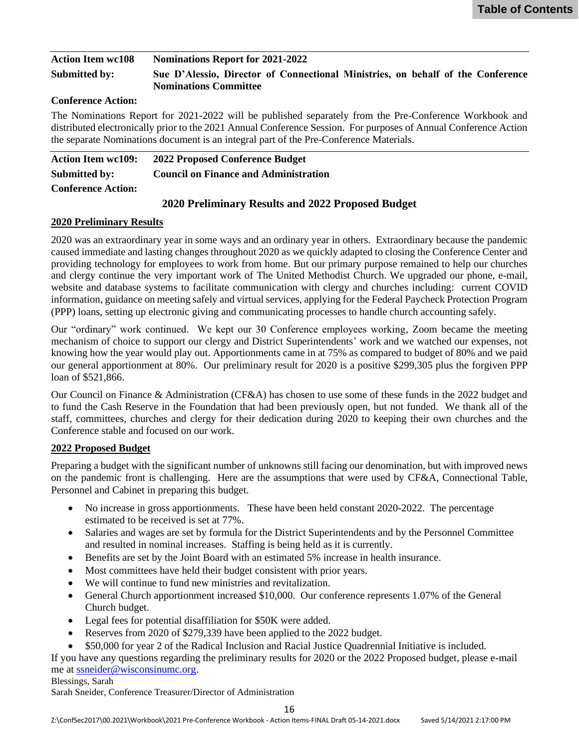| **Action Item wc108** | **Nominations Report for 2021-2022** |
|---|---|
| **Submitted by:** | **Sue D'Alessio, Director of Connectional Ministries, on behalf of the Conference Nominations Committee** |

**Conference Action:**

The Nominations Report for 2021-2022 will be published separately from the Pre-Conference Workbook and distributed electronically prior to the 2021 Annual Conference Session. For purposes of Annual Conference Action the separate Nominations document is an integral part of the Pre-Conference Materials.

| **Action Item wc109:** | **2022 Proposed Conference Budget** |
|---|---|
| **Submitted by:** | **Council on Finance and Administration** |

**Conference Action:**

## 2020 Preliminary Results and 2022 Proposed Budget

### 2020 Preliminary Results

2020 was an extraordinary year in some ways and an ordinary year in others. Extraordinary because the pandemic caused immediate and lasting changes throughout 2020 as we quickly adapted to closing the Conference Center and providing technology for employees to work from home. But our primary purpose remained to help our churches and clergy continue the very important work of The United Methodist Church. We upgraded our phone, e-mail, website and database systems to facilitate communication with clergy and churches including: current COVID information, guidance on meeting safely and virtual services, applying for the Federal Paycheck Protection Program (PPP) loans, setting up electronic giving and communicating processes to handle church accounting safely.

Our "ordinary" work continued. We kept our 30 Conference employees working, Zoom became the meeting mechanism of choice to support our clergy and District Superintendents' work and we watched our expenses, not knowing how the year would play out. Apportionments came in at 75% as compared to budget of 80% and we paid our general apportionment at 80%. Our preliminary result for 2020 is a positive $299,305 plus the forgiven PPP loan of $521,866.

Our Council on Finance & Administration (CF&A) has chosen to use some of these funds in the 2022 budget and to fund the Cash Reserve in the Foundation that had been previously open, but not funded. We thank all of the staff, committees, churches and clergy for their dedication during 2020 to keeping their own churches and the Conference stable and focused on our work.

### 2022 Proposed Budget

Preparing a budget with the significant number of unknowns still facing our denomination, but with improved news on the pandemic front is challenging. Here are the assumptions that were used by CF&A, Connectional Table, Personnel and Cabinet in preparing this budget.

- No increase in gross apportionments. These have been held constant 2020-2022. The percentage estimated to be received is set at 77%.
- Salaries and wages are set by formula for the District Superintendents and by the Personnel Committee and resulted in nominal increases. Staffing is being held as it is currently.
- Benefits are set by the Joint Board with an estimated 5% increase in health insurance.
- Most committees have held their budget consistent with prior years.
- We will continue to fund new ministries and revitalization.
- General Church apportionment increased $10,000. Our conference represents 1.07% of the General Church budget.
- Legal fees for potential disaffiliation for $50K were added.
- Reserves from 2020 of $279,339 have been applied to the 2022 budget.
- $50,000 for year 2 of the Radical Inclusion and Racial Justice Quadrennial Initiative is included.

If you have any questions regarding the preliminary results for 2020 or the 2022 Proposed budget, please e-mail me at ssneider@wisconsinumc.org.

Blessings, Sarah

Sarah Sneider, Conference Treasurer/Director of Administration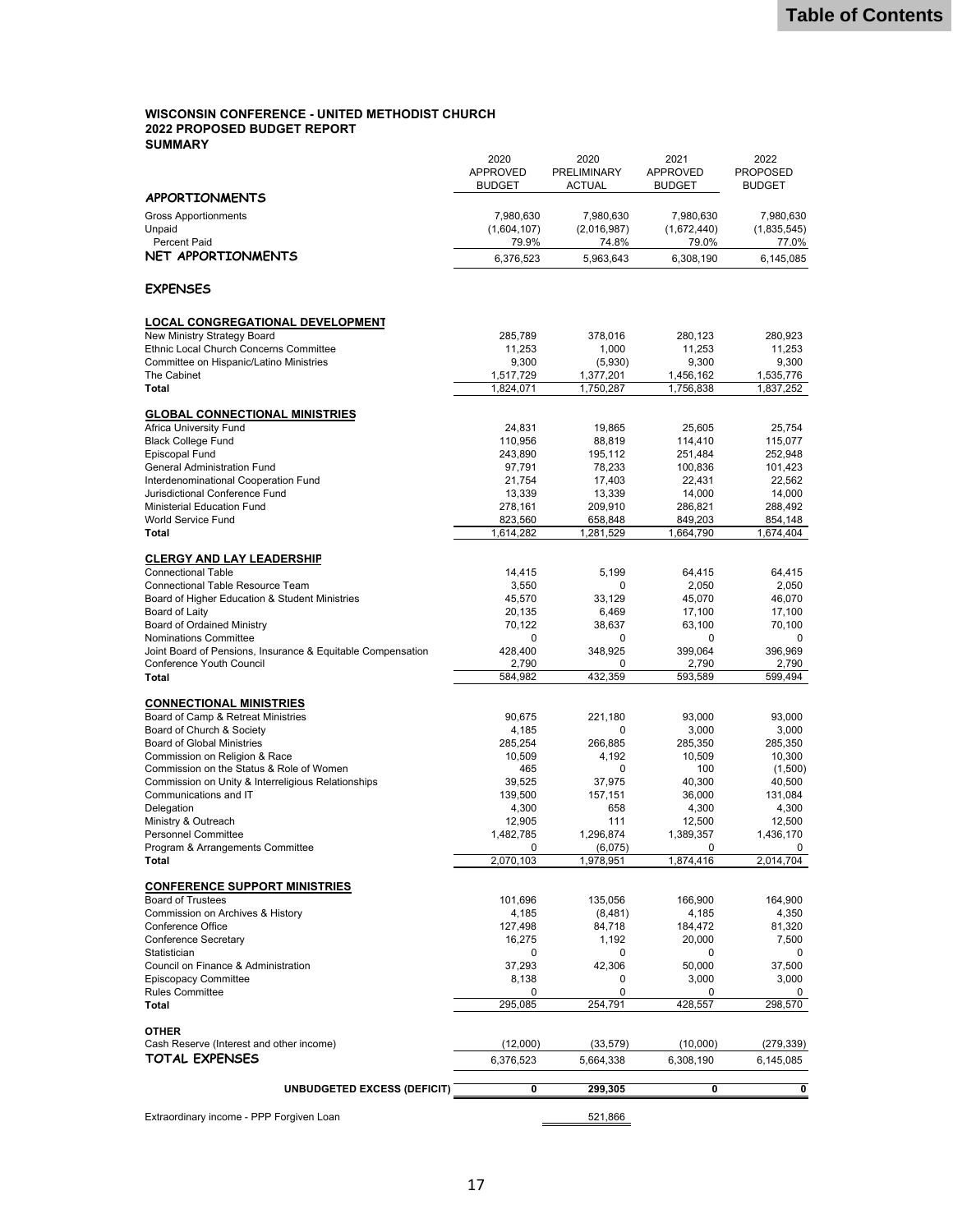**WISCONSIN CONFERENCE - UNITED METHODIST CHURCH**
**2022 PROPOSED BUDGET REPORT**
**SUMMARY**

| | 2020 APPROVED BUDGET | 2020 PRELIMINARY ACTUAL | 2021 APPROVED BUDGET | 2022 PROPOSED BUDGET |
|---|---|---|---|---|
| **APPORTIONMENTS** | | | | |
| Gross Apportionments | 7,980,630 | 7,980,630 | 7,980,630 | 7,980,630 |
| Unpaid | (1,604,107) | (2,016,987) | (1,672,440) | (1,835,545) |
| Percent Paid | 79.9% | 74.8% | 79.0% | 77.0% |
| **NET APPORTIONMENTS** | 6,376,523 | 5,963,643 | 6,308,190 | 6,145,085 |
| | | | | |
| **EXPENSES** | | | | |
| | | | | |
| **LOCAL CONGREGATIONAL DEVELOPMENT** | | | | |
| New Ministry Strategy Board | 285,789 | 378,016 | 280,123 | 280,923 |
| Ethnic Local Church Concerns Committee | 11,253 | 1,000 | 11,253 | 11,253 |
| Committee on Hispanic/Latino Ministries | 9,300 | (5,930) | 9,300 | 9,300 |
| The Cabinet | 1,517,729 | 1,377,201 | 1,456,162 | 1,535,776 |
| **Total** | 1,824,071 | 1,750,287 | 1,756,838 | 1,837,252 |
| | | | | |
| **GLOBAL CONNECTIONAL MINISTRIES** | | | | |
| Africa University Fund | 24,831 | 19,865 | 25,605 | 25,754 |
| Black College Fund | 110,956 | 88,819 | 114,410 | 115,077 |
| Episcopal Fund | 243,890 | 195,112 | 251,484 | 252,948 |
| General Administration Fund | 97,791 | 78,233 | 100,836 | 101,423 |
| Interdenominational Cooperation Fund | 21,754 | 17,403 | 22,431 | 22,562 |
| Jurisdictional Conference Fund | 13,339 | 13,339 | 14,000 | 14,000 |
| Ministerial Education Fund | 278,161 | 209,910 | 286,821 | 288,492 |
| World Service Fund | 823,560 | 658,848 | 849,203 | 854,148 |
| **Total** | 1,614,282 | 1,281,529 | 1,664,790 | 1,674,404 |
| | | | | |
| **CLERGY AND LAY LEADERSHIP** | | | | |
| Connectional Table | 14,415 | 5,199 | 64,415 | 64,415 |
| Connectional Table Resource Team | 3,550 | 0 | 2,050 | 2,050 |
| Board of Higher Education & Student Ministries | 45,570 | 33,129 | 45,070 | 46,070 |
| Board of Laity | 20,135 | 6,469 | 17,100 | 17,100 |
| Board of Ordained Ministry | 70,122 | 38,637 | 63,100 | 70,100 |
| Nominations Committee | 0 | 0 | 0 | 0 |
| Joint Board of Pensions, Insurance & Equitable Compensation | 428,400 | 348,925 | 399,064 | 396,969 |
| Conference Youth Council | 2,790 | 0 | 2,790 | 2,790 |
| **Total** | 584,982 | 432,359 | 593,589 | 599,494 |
| | | | | |
| **CONNECTIONAL MINISTRIES** | | | | |
| Board of Camp & Retreat Ministries | 90,675 | 221,180 | 93,000 | 93,000 |
| Board of Church & Society | 4,185 | 0 | 3,000 | 3,000 |
| Board of Global Ministries | 285,254 | 266,885 | 285,350 | 285,350 |
| Commission on Religion & Race | 10,509 | 4,192 | 10,509 | 10,300 |
| Commission on the Status & Role of Women | 465 | 0 | 100 | (1,500) |
| Commission on Unity & Interreligious Relationships | 39,525 | 37,975 | 40,300 | 40,500 |
| Communications and IT | 139,500 | 157,151 | 36,000 | 131,084 |
| Delegation | 4,300 | 658 | 4,300 | 4,300 |
| Ministry & Outreach | 12,905 | 111 | 12,500 | 12,500 |
| Personnel Committee | 1,482,785 | 1,296,874 | 1,389,357 | 1,436,170 |
| Program & Arrangements Committee | 0 | (6,075) | 0 | 0 |
| **Total** | 2,070,103 | 1,978,951 | 1,874,416 | 2,014,704 |
| | | | | |
| **CONFERENCE SUPPORT MINISTRIES** | | | | |
| Board of Trustees | 101,696 | 135,056 | 166,900 | 164,900 |
| Commission on Archives & History | 4,185 | (8,481) | 4,185 | 4,350 |
| Conference Office | 127,498 | 84,718 | 184,472 | 81,320 |
| Conference Secretary | 16,275 | 1,192 | 20,000 | 7,500 |
| Statistician | 0 | 0 | 0 | 0 |
| Council on Finance & Administration | 37,293 | 42,306 | 50,000 | 37,500 |
| Episcopacy Committee | 8,138 | 0 | 3,000 | 3,000 |
| Rules Committee | 0 | 0 | 0 | 0 |
| **Total** | 295,085 | 254,791 | 428,557 | 298,570 |
| | | | | |
| **OTHER** | | | | |
| Cash Reserve (Interest and other income) | (12,000) | (33,579) | (10,000) | (279,339) |
| **TOTAL EXPENSES** | 6,376,523 | 5,664,338 | 6,308,190 | 6,145,085 |
| | | | | |
| **UNBUDGETED EXCESS (DEFICIT)** | **0** | **299,305** | **0** | **0** |
| | | | | |
| Extraordinary income - PPP Forgiven Loan | | 521,866 | | |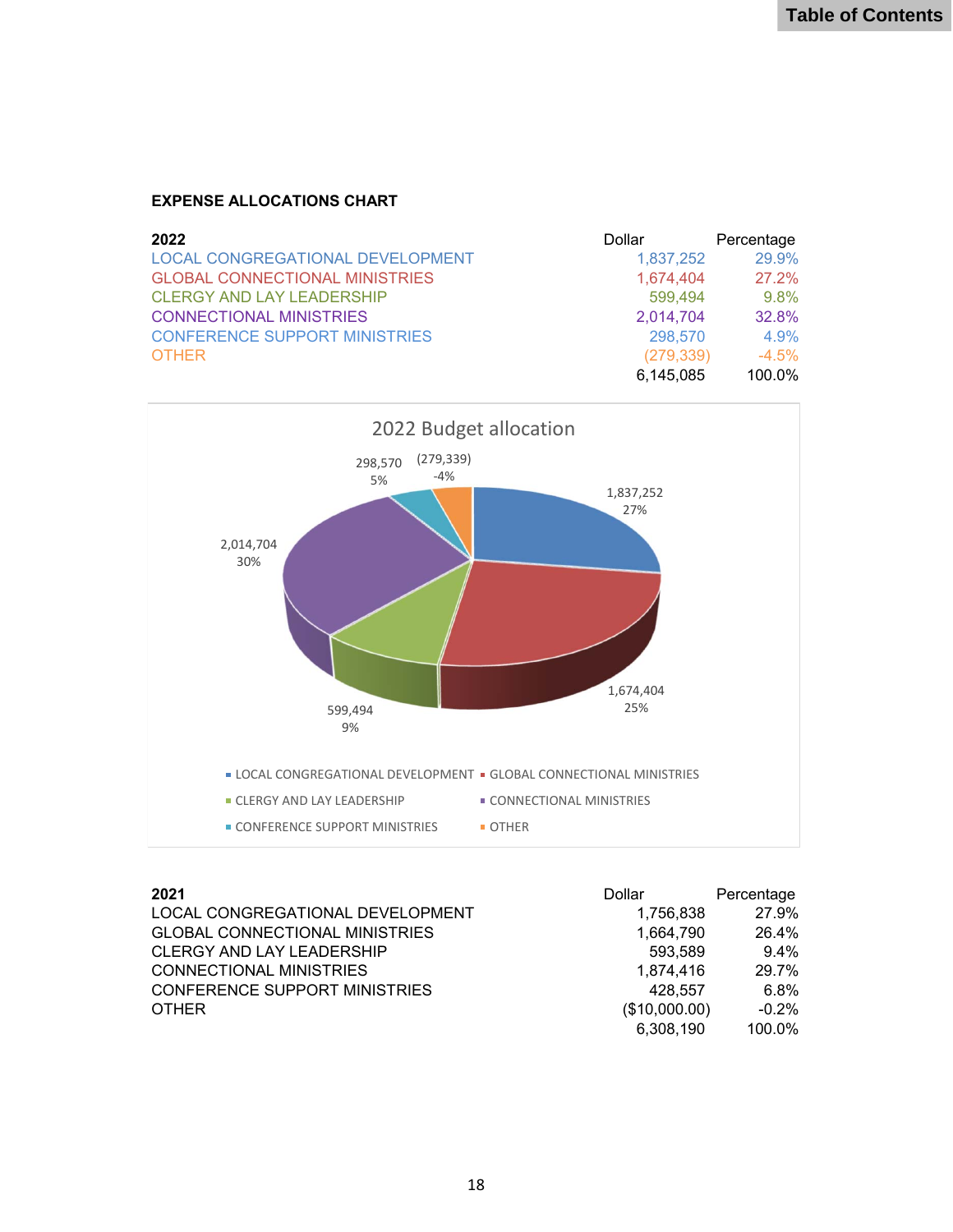**EXPENSE ALLOCATIONS CHART**

| 2022 | Dollar | Percentage |
|---|---|---|
| LOCAL CONGREGATIONAL DEVELOPMENT | 1,837,252 | 29.9% |
| GLOBAL CONNECTIONAL MINISTRIES | 1,674,404 | 27.2% |
| CLERGY AND LAY LEADERSHIP | 599,494 | 9.8% |
| CONNECTIONAL MINISTRIES | 2,014,704 | 32.8% |
| CONFERENCE SUPPORT MINISTRIES | 298,570 | 4.9% |
| OTHER | (279,339) | -4.5% |
| | 6,145,085 | 100.0% |

2022 Budget allocation

| Category | Dollar | Percentage |
|---|---|---|
| LOCAL CONGREGATIONAL DEVELOPMENT | 1,837,252 | 27% |
| GLOBAL CONNECTIONAL MINISTRIES | 1,674,404 | 25% |
| CLERGY AND LAY LEADERSHIP | 599,494 | 9% |
| CONNECTIONAL MINISTRIES | 2,014,704 | 30% |
| CONFERENCE SUPPORT MINISTRIES | 298,570 | 5% |
| OTHER | (279,339) | -4% |

| 2021 | Dollar | Percentage |
|---|---|---|
| LOCAL CONGREGATIONAL DEVELOPMENT | 1,756,838 | 27.9% |
| GLOBAL CONNECTIONAL MINISTRIES | 1,664,790 | 26.4% |
| CLERGY AND LAY LEADERSHIP | 593,589 | 9.4% |
| CONNECTIONAL MINISTRIES | 1,874,416 | 29.7% |
| CONFERENCE SUPPORT MINISTRIES | 428,557 | 6.8% |
| OTHER | ($10,000.00) | -0.2% |
| | 6,308,190 | 100.0% |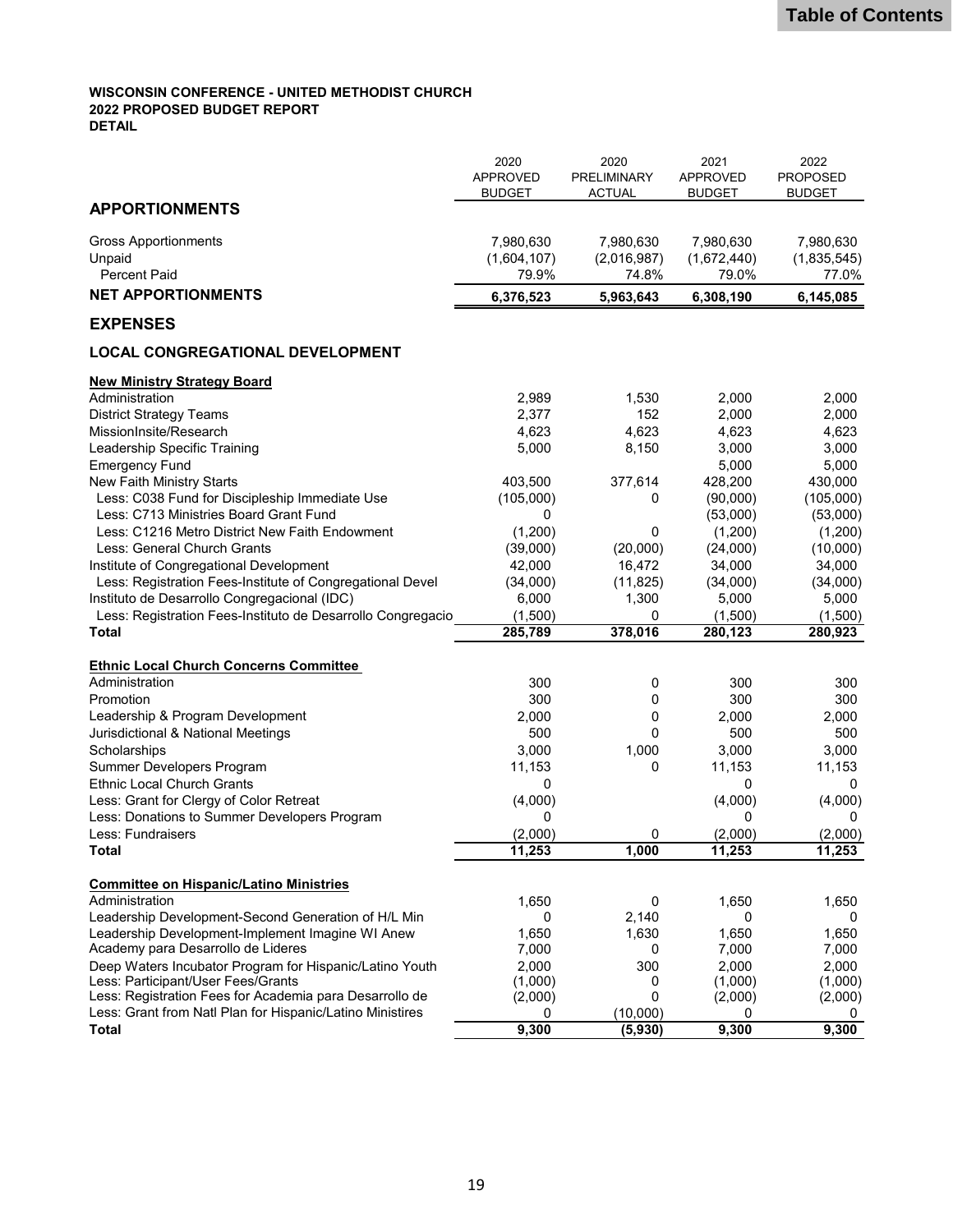**WISCONSIN CONFERENCE - UNITED METHODIST CHURCH**
**2022 PROPOSED BUDGET REPORT**
**DETAIL**

| | 2020 APPROVED BUDGET | 2020 PRELIMINARY ACTUAL | 2021 APPROVED BUDGET | 2022 PROPOSED BUDGET |
|---|---|---|---|---|
| **APPORTIONMENTS** | | | | |
| Gross Apportionments | 7,980,630 | 7,980,630 | 7,980,630 | 7,980,630 |
| Unpaid | (1,604,107) | (2,016,987) | (1,672,440) | (1,835,545) |
| Percent Paid | 79.9% | 74.8% | 79.0% | 77.0% |
| **NET APPORTIONMENTS** | **6,376,523** | **5,963,643** | **6,308,190** | **6,145,085** |
| **EXPENSES** | | | | |
| **LOCAL CONGREGATIONAL DEVELOPMENT** | | | | |
| **New Ministry Strategy Board** | | | | |
| Administration | 2,989 | 1,530 | 2,000 | 2,000 |
| District Strategy Teams | 2,377 | 152 | 2,000 | 2,000 |
| MissionInsite/Research | 4,623 | 4,623 | 4,623 | 4,623 |
| Leadership Specific Training | 5,000 | 8,150 | 3,000 | 3,000 |
| Emergency Fund | | | 5,000 | 5,000 |
| New Faith Ministry Starts | 403,500 | 377,614 | 428,200 | 430,000 |
| Less: C038 Fund for Discipleship Immediate Use | (105,000) | 0 | (90,000) | (105,000) |
| Less: C713 Ministries Board Grant Fund | 0 | | (53,000) | (53,000) |
| Less: C1216 Metro District New Faith Endowment | (1,200) | 0 | (1,200) | (1,200) |
| Less: General Church Grants | (39,000) | (20,000) | (24,000) | (10,000) |
| Institute of Congregational Development | 42,000 | 16,472 | 34,000 | 34,000 |
| Less: Registration Fees-Institute of Congregational Devel | (34,000) | (11,825) | (34,000) | (34,000) |
| Instituto de Desarrollo Congregacional (IDC) | 6,000 | 1,300 | 5,000 | 5,000 |
| Less: Registration Fees-Instituto de Desarrollo Congregacio | (1,500) | 0 | (1,500) | (1,500) |
| **Total** | **285,789** | **378,016** | **280,123** | **280,923** |
| **Ethnic Local Church Concerns Committee** | | | | |
| Administration | 300 | 0 | 300 | 300 |
| Promotion | 300 | 0 | 300 | 300 |
| Leadership & Program Development | 2,000 | 0 | 2,000 | 2,000 |
| Jurisdictional & National Meetings | 500 | 0 | 500 | 500 |
| Scholarships | 3,000 | 1,000 | 3,000 | 3,000 |
| Summer Developers Program | 11,153 | 0 | 11,153 | 11,153 |
| Ethnic Local Church Grants | 0 | | 0 | 0 |
| Less: Grant for Clergy of Color Retreat | (4,000) | | (4,000) | (4,000) |
| Less: Donations to Summer Developers Program | 0 | | 0 | 0 |
| Less: Fundraisers | (2,000) | 0 | (2,000) | (2,000) |
| **Total** | **11,253** | **1,000** | **11,253** | **11,253** |
| **Committee on Hispanic/Latino Ministries** | | | | |
| Administration | 1,650 | 0 | 1,650 | 1,650 |
| Leadership Development-Second Generation of H/L Min | 0 | 2,140 | 0 | 0 |
| Leadership Development-Implement Imagine WI Anew | 1,650 | 1,630 | 1,650 | 1,650 |
| Academy para Desarrollo de Lideres | 7,000 | 0 | 7,000 | 7,000 |
| Deep Waters Incubator Program for Hispanic/Latino Youth | 2,000 | 300 | 2,000 | 2,000 |
| Less: Participant/User Fees/Grants | (1,000) | 0 | (1,000) | (1,000) |
| Less: Registration Fees for Academia para Desarrollo de | (2,000) | 0 | (2,000) | (2,000) |
| Less: Grant from Natl Plan for Hispanic/Latino Ministires | 0 | (10,000) | 0 | 0 |
| **Total** | **9,300** | **(5,930)** | **9,300** | **9,300** |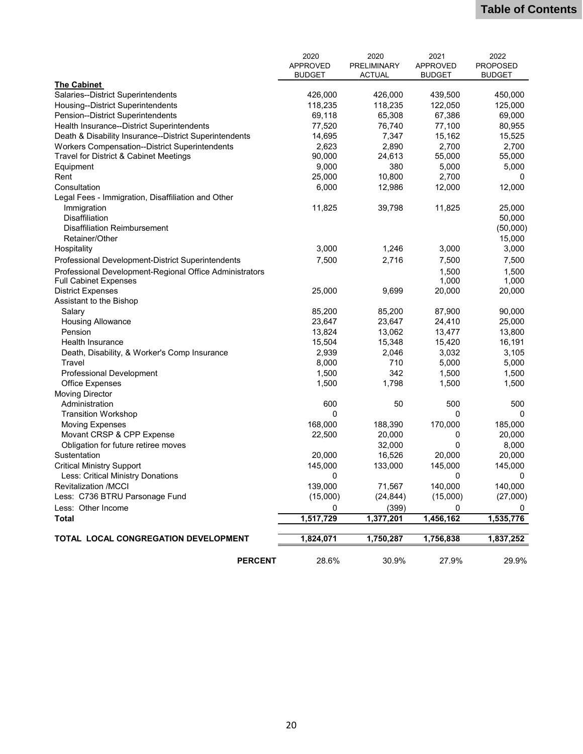| | 2020 APPROVED BUDGET | 2020 PRELIMINARY ACTUAL | 2021 APPROVED BUDGET | 2022 PROPOSED BUDGET |
|---|---|---|---|---|
| **The Cabinet** | | | | |
| Salaries--District Superintendents | 426,000 | 426,000 | 439,500 | 450,000 |
| Housing--District Superintendents | 118,235 | 118,235 | 122,050 | 125,000 |
| Pension--District Superintendents | 69,118 | 65,308 | 67,386 | 69,000 |
| Health Insurance--District Superintendents | 77,520 | 76,740 | 77,100 | 80,955 |
| Death & Disability Insurance--District Superintendents | 14,695 | 7,347 | 15,162 | 15,525 |
| Workers Compensation--District Superintendents | 2,623 | 2,890 | 2,700 | 2,700 |
| Travel for District & Cabinet Meetings | 90,000 | 24,613 | 55,000 | 55,000 |
| Equipment | 9,000 | 380 | 5,000 | 5,000 |
| Rent | 25,000 | 10,800 | 2,700 | 0 |
| Consultation | 6,000 | 12,986 | 12,000 | 12,000 |
| Legal Fees - Immigration, Disaffiliation and Other | | | | |
| Immigration | 11,825 | 39,798 | 11,825 | 25,000 |
| Disaffiliation | | | | 50,000 |
| Disaffiliation Reimbursement | | | | (50,000) |
| Retainer/Other | | | | 15,000 |
| Hospitality | 3,000 | 1,246 | 3,000 | 3,000 |
| Professional Development-District Superintendents | 7,500 | 2,716 | 7,500 | 7,500 |
| Professional Development-Regional Office Administrators | | | 1,500 | 1,500 |
| Full Cabinet Expenses | | | 1,000 | 1,000 |
| District Expenses | 25,000 | 9,699 | 20,000 | 20,000 |
| Assistant to the Bishop | | | | |
| Salary | 85,200 | 85,200 | 87,900 | 90,000 |
| Housing Allowance | 23,647 | 23,647 | 24,410 | 25,000 |
| Pension | 13,824 | 13,062 | 13,477 | 13,800 |
| Health Insurance | 15,504 | 15,348 | 15,420 | 16,191 |
| Death, Disability, & Worker's Comp Insurance | 2,939 | 2,046 | 3,032 | 3,105 |
| Travel | 8,000 | 710 | 5,000 | 5,000 |
| Professional Development | 1,500 | 342 | 1,500 | 1,500 |
| Office Expenses | 1,500 | 1,798 | 1,500 | 1,500 |
| Moving Director | | | | |
| Administration | 600 | 50 | 500 | 500 |
| Transition Workshop | 0 | | 0 | 0 |
| Moving Expenses | 168,000 | 188,390 | 170,000 | 185,000 |
| Movant CRSP & CPP Expense | 22,500 | 20,000 | 0 | 20,000 |
| Obligation for future retiree moves | | 32,000 | 0 | 8,000 |
| Sustentation | 20,000 | 16,526 | 20,000 | 20,000 |
| Critical Ministry Support | 145,000 | 133,000 | 145,000 | 145,000 |
| Less: Critical Ministry Donations | 0 | | 0 | 0 |
| Revitalization /MCCI | 139,000 | 71,567 | 140,000 | 140,000 |
| Less: C736 BTRU Parsonage Fund | (15,000) | (24,844) | (15,000) | (27,000) |
| Less: Other Income | 0 | (399) | 0 | 0 |
| **Total** | **1,517,729** | **1,377,201** | **1,456,162** | **1,535,776** |
| **TOTAL LOCAL CONGREGATION DEVELOPMENT** | **1,824,071** | **1,750,287** | **1,756,838** | **1,837,252** |
| **PERCENT** | 28.6% | 30.9% | 27.9% | 29.9% |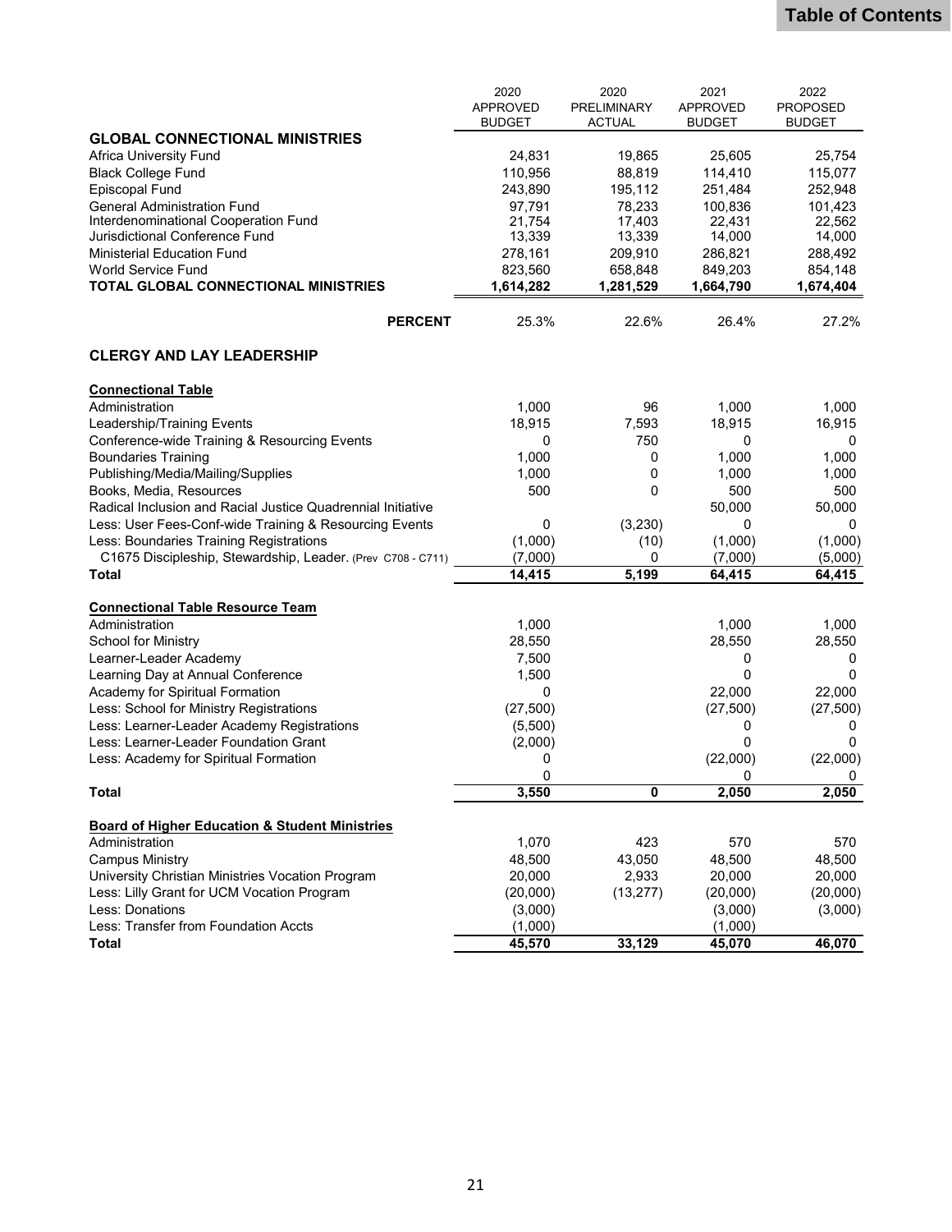| | 2020 APPROVED BUDGET | 2020 PRELIMINARY ACTUAL | 2021 APPROVED BUDGET | 2022 PROPOSED BUDGET |
|---|---|---|---|---|
| **GLOBAL CONNECTIONAL MINISTRIES** | | | | |
| Africa University Fund | 24,831 | 19,865 | 25,605 | 25,754 |
| Black College Fund | 110,956 | 88,819 | 114,410 | 115,077 |
| Episcopal Fund | 243,890 | 195,112 | 251,484 | 252,948 |
| General Administration Fund | 97,791 | 78,233 | 100,836 | 101,423 |
| Interdenominational Cooperation Fund | 21,754 | 17,403 | 22,431 | 22,562 |
| Jurisdictional Conference Fund | 13,339 | 13,339 | 14,000 | 14,000 |
| Ministerial Education Fund | 278,161 | 209,910 | 286,821 | 288,492 |
| World Service Fund | 823,560 | 658,848 | 849,203 | 854,148 |
| **TOTAL GLOBAL CONNECTIONAL MINISTRIES** | **1,614,282** | **1,281,529** | **1,664,790** | **1,674,404** |
| **PERCENT** | 25.3% | 22.6% | 26.4% | 27.2% |
| **CLERGY AND LAY LEADERSHIP** | | | | |
| **Connectional Table** | | | | |
| Administration | 1,000 | 96 | 1,000 | 1,000 |
| Leadership/Training Events | 18,915 | 7,593 | 18,915 | 16,915 |
| Conference-wide Training & Resourcing Events | 0 | 750 | 0 | 0 |
| Boundaries Training | 1,000 | 0 | 1,000 | 1,000 |
| Publishing/Media/Mailing/Supplies | 1,000 | 0 | 1,000 | 1,000 |
| Books, Media, Resources | 500 | 0 | 500 | 500 |
| Radical Inclusion and Racial Justice Quadrennial Initiative | | | 50,000 | 50,000 |
| Less: User Fees-Conf-wide Training & Resourcing Events | 0 | (3,230) | 0 | 0 |
| Less: Boundaries Training Registrations | (1,000) | (10) | (1,000) | (1,000) |
| C1675 Discipleship, Stewardship, Leader. (Prev C708 - C711) | (7,000) | 0 | (7,000) | (5,000) |
| **Total** | **14,415** | **5,199** | **64,415** | **64,415** |
| **Connectional Table Resource Team** | | | | |
| Administration | 1,000 | | 1,000 | 1,000 |
| School for Ministry | 28,550 | | 28,550 | 28,550 |
| Learner-Leader Academy | 7,500 | | 0 | 0 |
| Learning Day at Annual Conference | 1,500 | | 0 | 0 |
| Academy for Spiritual Formation | 0 | | 22,000 | 22,000 |
| Less: School for Ministry Registrations | (27,500) | | (27,500) | (27,500) |
| Less: Learner-Leader Academy Registrations | (5,500) | | 0 | 0 |
| Less: Learner-Leader Foundation Grant | (2,000) | | 0 | 0 |
| Less: Academy for Spiritual Formation | 0 | | (22,000) | (22,000) |
| | 0 | | 0 | 0 |
| **Total** | **3,550** | **0** | **2,050** | **2,050** |
| **Board of Higher Education & Student Ministries** | | | | |
| Administration | 1,070 | 423 | 570 | 570 |
| Campus Ministry | 48,500 | 43,050 | 48,500 | 48,500 |
| University Christian Ministries Vocation Program | 20,000 | 2,933 | 20,000 | 20,000 |
| Less: Lilly Grant for UCM Vocation Program | (20,000) | (13,277) | (20,000) | (20,000) |
| Less: Donations | (3,000) | | (3,000) | (3,000) |
| Less: Transfer from Foundation Accts | (1,000) | | (1,000) | |
| **Total** | **45,570** | **33,129** | **45,070** | **46,070** |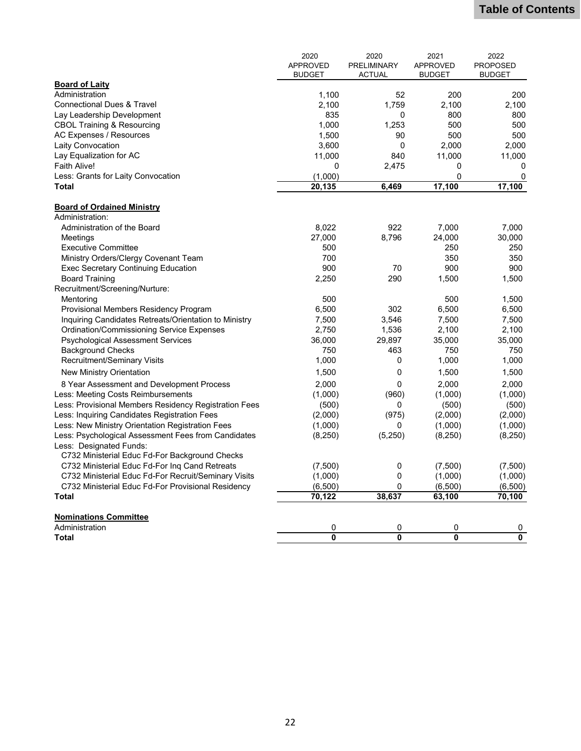| | 2020 APPROVED BUDGET | 2020 PRELIMINARY ACTUAL | 2021 APPROVED BUDGET | 2022 PROPOSED BUDGET |
|---|---|---|---|---|
| **Board of Laity** | | | | |
| Administration | 1,100 | 52 | 200 | 200 |
| Connectional Dues & Travel | 2,100 | 1,759 | 2,100 | 2,100 |
| Lay Leadership Development | 835 | 0 | 800 | 800 |
| CBOL Training & Resourcing | 1,000 | 1,253 | 500 | 500 |
| AC Expenses / Resources | 1,500 | 90 | 500 | 500 |
| Laity Convocation | 3,600 | 0 | 2,000 | 2,000 |
| Lay Equalization for AC | 11,000 | 840 | 11,000 | 11,000 |
| Faith Alive! | 0 | 2,475 | 0 | 0 |
| Less: Grants for Laity Convocation | (1,000) | | 0 | 0 |
| **Total** | **20,135** | **6,469** | **17,100** | **17,100** |
| | | | | |
| **Board of Ordained Ministry** | | | | |
| Administration: | | | | |
| Administration of the Board | 8,022 | 922 | 7,000 | 7,000 |
| Meetings | 27,000 | 8,796 | 24,000 | 30,000 |
| Executive Committee | 500 | | 250 | 250 |
| Ministry Orders/Clergy Covenant Team | 700 | | 350 | 350 |
| Exec Secretary Continuing Education | 900 | 70 | 900 | 900 |
| Board Training | 2,250 | 290 | 1,500 | 1,500 |
| Recruitment/Screening/Nurture: | | | | |
| Mentoring | 500 | | 500 | 1,500 |
| Provisional Members Residency Program | 6,500 | 302 | 6,500 | 6,500 |
| Inquiring Candidates Retreats/Orientation to Ministry | 7,500 | 3,546 | 7,500 | 7,500 |
| Ordination/Commissioning Service Expenses | 2,750 | 1,536 | 2,100 | 2,100 |
| Psychological Assessment Services | 36,000 | 29,897 | 35,000 | 35,000 |
| Background Checks | 750 | 463 | 750 | 750 |
| Recruitment/Seminary Visits | 1,000 | 0 | 1,000 | 1,000 |
| New Ministry Orientation | 1,500 | 0 | 1,500 | 1,500 |
| 8 Year Assessment and Development Process | 2,000 | 0 | 2,000 | 2,000 |
| Less: Meeting Costs Reimbursements | (1,000) | (960) | (1,000) | (1,000) |
| Less: Provisional Members Residency Registration Fees | (500) | 0 | (500) | (500) |
| Less: Inquiring Candidates Registration Fees | (2,000) | (975) | (2,000) | (2,000) |
| Less: New Ministry Orientation Registration Fees | (1,000) | 0 | (1,000) | (1,000) |
| Less: Psychological Assessment Fees from Candidates | (8,250) | (5,250) | (8,250) | (8,250) |
| Less: Designated Funds: | | | | |
| C732 Ministerial Educ Fd-For Background Checks | | | | |
| C732 Ministerial Educ Fd-For Inq Cand Retreats | (7,500) | 0 | (7,500) | (7,500) |
| C732 Ministerial Educ Fd-For Recruit/Seminary Visits | (1,000) | 0 | (1,000) | (1,000) |
| C732 Ministerial Educ Fd-For Provisional Residency | (6,500) | 0 | (6,500) | (6,500) |
| **Total** | **70,122** | **38,637** | **63,100** | **70,100** |
| | | | | |
| **Nominations Committee** | | | | |
| Administration | 0 | 0 | 0 | 0 |
| **Total** | **0** | **0** | **0** | **0** |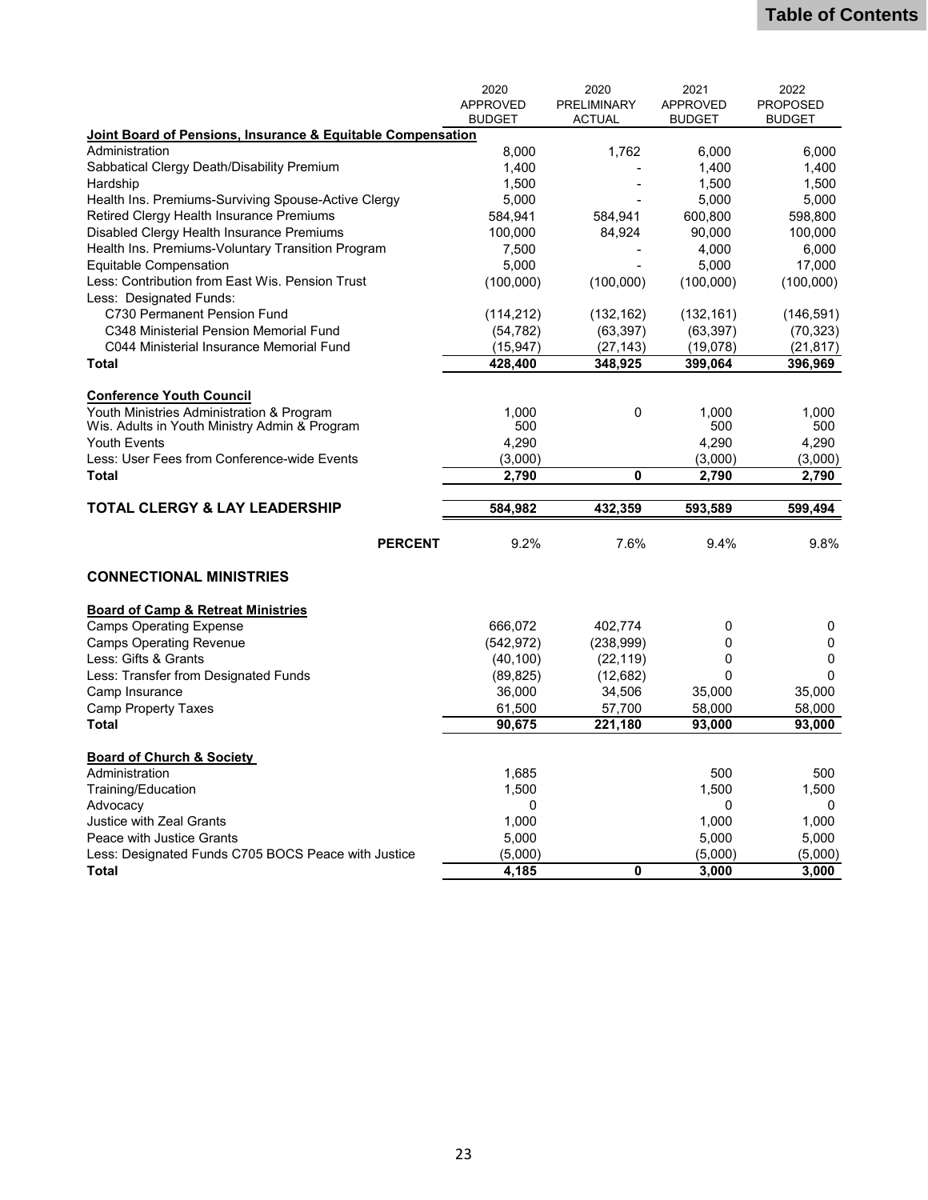|  | 2020 APPROVED BUDGET | 2020 PRELIMINARY ACTUAL | 2021 APPROVED BUDGET | 2022 PROPOSED BUDGET |
|---|---|---|---|---|
| **Joint Board of Pensions, Insurance & Equitable Compensation** | | | | |
| Administration | 8,000 | 1,762 | 6,000 | 6,000 |
| Sabbatical Clergy Death/Disability Premium | 1,400 | - | 1,400 | 1,400 |
| Hardship | 1,500 | - | 1,500 | 1,500 |
| Health Ins. Premiums-Surviving Spouse-Active Clergy | 5,000 | - | 5,000 | 5,000 |
| Retired Clergy Health Insurance Premiums | 584,941 | 584,941 | 600,800 | 598,800 |
| Disabled Clergy Health Insurance Premiums | 100,000 | 84,924 | 90,000 | 100,000 |
| Health Ins. Premiums-Voluntary Transition Program | 7,500 | - | 4,000 | 6,000 |
| Equitable Compensation | 5,000 | - | 5,000 | 17,000 |
| Less: Contribution from East Wis. Pension Trust | (100,000) | (100,000) | (100,000) | (100,000) |
| Less: Designated Funds: | | | | |
| C730 Permanent Pension Fund | (114,212) | (132,162) | (132,161) | (146,591) |
| C348 Ministerial Pension Memorial Fund | (54,782) | (63,397) | (63,397) | (70,323) |
| C044 Ministerial Insurance Memorial Fund | (15,947) | (27,143) | (19,078) | (21,817) |
| **Total** | **428,400** | **348,925** | **399,064** | **396,969** |
| | | | | |
| **Conference Youth Council** | | | | |
| Youth Ministries Administration & Program | 1,000 | 0 | 1,000 | 1,000 |
| Wis. Adults in Youth Ministry Admin & Program | 500 | | 500 | 500 |
| Youth Events | 4,290 | | 4,290 | 4,290 |
| Less: User Fees from Conference-wide Events | (3,000) | | (3,000) | (3,000) |
| **Total** | **2,790** | **0** | **2,790** | **2,790** |
| | | | | |
| **TOTAL CLERGY & LAY LEADERSHIP** | **584,982** | **432,359** | **593,589** | **599,494** |
| | | | | |
| **PERCENT** | 9.2% | 7.6% | 9.4% | 9.8% |

## CONNECTIONAL MINISTRIES

|  | 2020 APPROVED BUDGET | 2020 PRELIMINARY ACTUAL | 2021 APPROVED BUDGET | 2022 PROPOSED BUDGET |
|---|---|---|---|---|
| **Board of Camp & Retreat Ministries** | | | | |
| Camps Operating Expense | 666,072 | 402,774 | 0 | 0 |
| Camps Operating Revenue | (542,972) | (238,999) | 0 | 0 |
| Less: Gifts & Grants | (40,100) | (22,119) | 0 | 0 |
| Less: Transfer from Designated Funds | (89,825) | (12,682) | 0 | 0 |
| Camp Insurance | 36,000 | 34,506 | 35,000 | 35,000 |
| Camp Property Taxes | 61,500 | 57,700 | 58,000 | 58,000 |
| **Total** | **90,675** | **221,180** | **93,000** | **93,000** |
| | | | | |
| **Board of Church & Society** | | | | |
| Administration | 1,685 | | 500 | 500 |
| Training/Education | 1,500 | | 1,500 | 1,500 |
| Advocacy | 0 | | 0 | 0 |
| Justice with Zeal Grants | 1,000 | | 1,000 | 1,000 |
| Peace with Justice Grants | 5,000 | | 5,000 | 5,000 |
| Less: Designated Funds C705 BOCS Peace with Justice | (5,000) | | (5,000) | (5,000) |
| **Total** | **4,185** | **0** | **3,000** | **3,000** |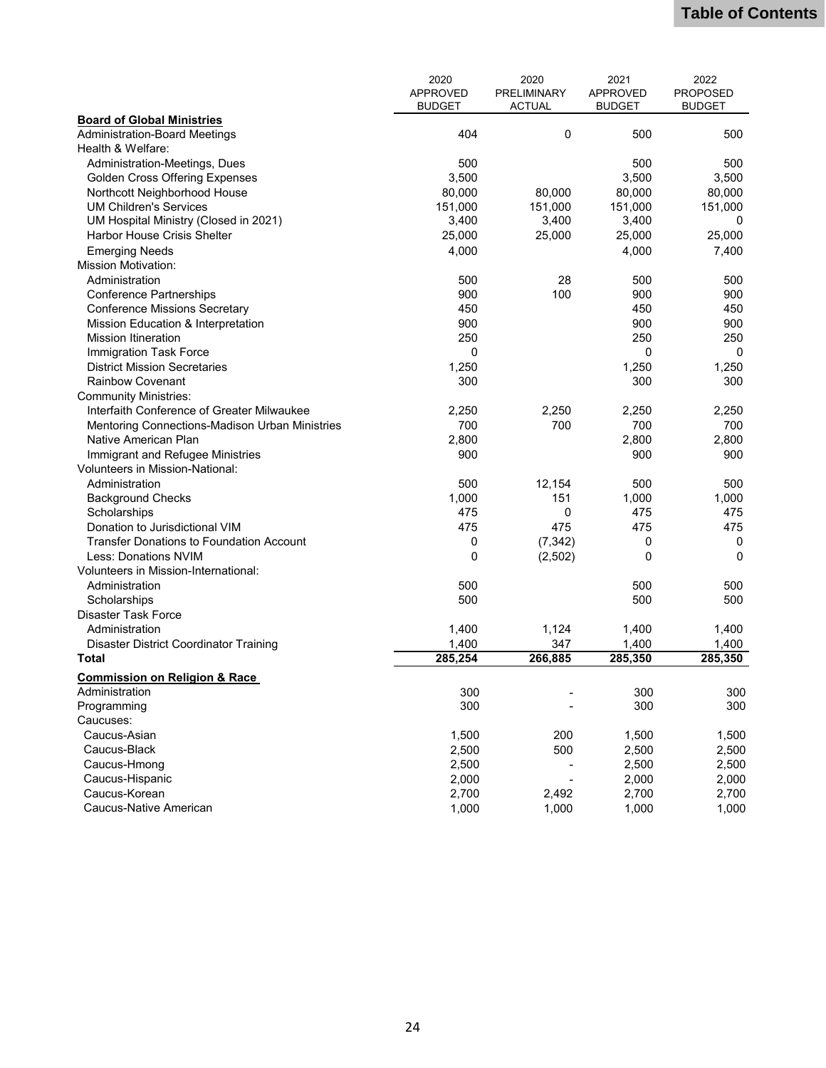| | 2020 APPROVED BUDGET | 2020 PRELIMINARY ACTUAL | 2021 APPROVED BUDGET | 2022 PROPOSED BUDGET |
|---|---|---|---|---|
| **Board of Global Ministries** | | | | |
| Administration-Board Meetings | 404 | 0 | 500 | 500 |
| Health & Welfare: | | | | |
| Administration-Meetings, Dues | 500 | | 500 | 500 |
| Golden Cross Offering Expenses | 3,500 | | 3,500 | 3,500 |
| Northcott Neighborhood House | 80,000 | 80,000 | 80,000 | 80,000 |
| UM Children's Services | 151,000 | 151,000 | 151,000 | 151,000 |
| UM Hospital Ministry (Closed in 2021) | 3,400 | 3,400 | 3,400 | 0 |
| Harbor House Crisis Shelter | 25,000 | 25,000 | 25,000 | 25,000 |
| Emerging Needs | 4,000 | | 4,000 | 7,400 |
| Mission Motivation: | | | | |
| Administration | 500 | 28 | 500 | 500 |
| Conference Partnerships | 900 | 100 | 900 | 900 |
| Conference Missions Secretary | 450 | | 450 | 450 |
| Mission Education & Interpretation | 900 | | 900 | 900 |
| Mission Itineration | 250 | | 250 | 250 |
| Immigration Task Force | 0 | | 0 | 0 |
| District Mission Secretaries | 1,250 | | 1,250 | 1,250 |
| Rainbow Covenant | 300 | | 300 | 300 |
| Community Ministries: | | | | |
| Interfaith Conference of Greater Milwaukee | 2,250 | 2,250 | 2,250 | 2,250 |
| Mentoring Connections-Madison Urban Ministries | 700 | 700 | 700 | 700 |
| Native American Plan | 2,800 | | 2,800 | 2,800 |
| Immigrant and Refugee Ministries | 900 | | 900 | 900 |
| Volunteers in Mission-National: | | | | |
| Administration | 500 | 12,154 | 500 | 500 |
| Background Checks | 1,000 | 151 | 1,000 | 1,000 |
| Scholarships | 475 | 0 | 475 | 475 |
| Donation to Jurisdictional VIM | 475 | 475 | 475 | 475 |
| Transfer Donations to Foundation Account | 0 | (7,342) | 0 | 0 |
| Less: Donations NVIM | 0 | (2,502) | 0 | 0 |
| Volunteers in Mission-International: | | | | |
| Administration | 500 | | 500 | 500 |
| Scholarships | 500 | | 500 | 500 |
| Disaster Task Force | | | | |
| Administration | 1,400 | 1,124 | 1,400 | 1,400 |
| Disaster District Coordinator Training | 1,400 | 347 | 1,400 | 1,400 |
| **Total** | **285,254** | **266,885** | **285,350** | **285,350** |
| **Commission on Religion & Race** | | | | |
| Administration | 300 | - | 300 | 300 |
| Programming | 300 | - | 300 | 300 |
| Caucuses: | | | | |
| Caucus-Asian | 1,500 | 200 | 1,500 | 1,500 |
| Caucus-Black | 2,500 | 500 | 2,500 | 2,500 |
| Caucus-Hmong | 2,500 | - | 2,500 | 2,500 |
| Caucus-Hispanic | 2,000 | - | 2,000 | 2,000 |
| Caucus-Korean | 2,700 | 2,492 | 2,700 | 2,700 |
| Caucus-Native American | 1,000 | 1,000 | 1,000 | 1,000 |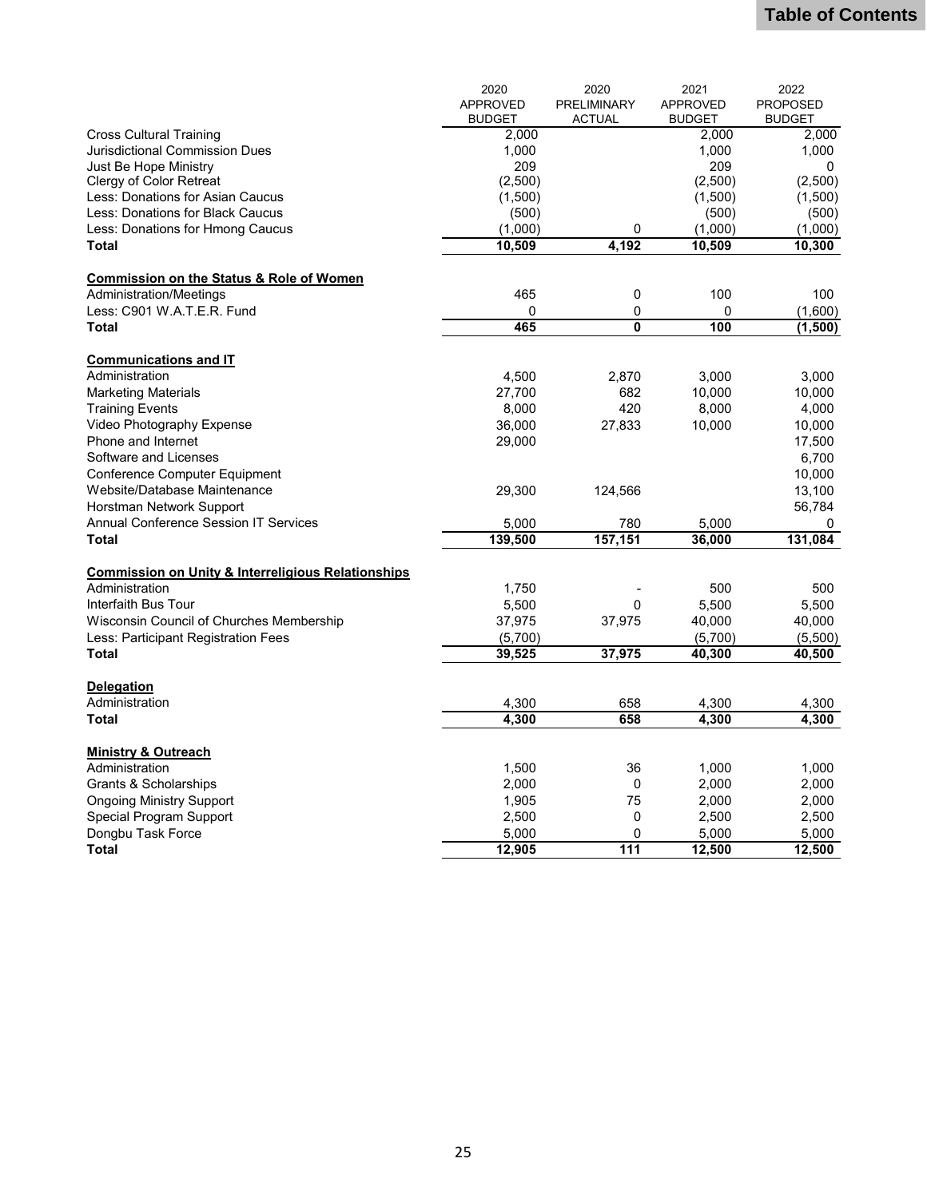| | 2020 APPROVED BUDGET | 2020 PRELIMINARY ACTUAL | 2021 APPROVED BUDGET | 2022 PROPOSED BUDGET |
|---|---|---|---|---|
| Cross Cultural Training | 2,000 | | 2,000 | 2,000 |
| Jurisdictional Commission Dues | 1,000 | | 1,000 | 1,000 |
| Just Be Hope Ministry | 209 | | 209 | 0 |
| Clergy of Color Retreat | (2,500) | | (2,500) | (2,500) |
| Less: Donations for Asian Caucus | (1,500) | | (1,500) | (1,500) |
| Less: Donations for Black Caucus | (500) | | (500) | (500) |
| Less: Donations for Hmong Caucus | (1,000) | 0 | (1,000) | (1,000) |
| **Total** | **10,509** | **4,192** | **10,509** | **10,300** |
| | | | | |
| **Commission on the Status & Role of Women** | | | | |
| Administration/Meetings | 465 | 0 | 100 | 100 |
| Less: C901 W.A.T.E.R. Fund | 0 | 0 | 0 | (1,600) |
| **Total** | **465** | **0** | **100** | **(1,500)** |
| | | | | |
| **Communications and IT** | | | | |
| Administration | 4,500 | 2,870 | 3,000 | 3,000 |
| Marketing Materials | 27,700 | 682 | 10,000 | 10,000 |
| Training Events | 8,000 | 420 | 8,000 | 4,000 |
| Video Photography Expense | 36,000 | 27,833 | 10,000 | 10,000 |
| Phone and Internet | 29,000 | | | 17,500 |
| Software and Licenses | | | | 6,700 |
| Conference Computer Equipment | | | | 10,000 |
| Website/Database Maintenance | 29,300 | 124,566 | | 13,100 |
| Horstman Network Support | | | | 56,784 |
| Annual Conference Session IT Services | 5,000 | 780 | 5,000 | 0 |
| **Total** | **139,500** | **157,151** | **36,000** | **131,084** |
| | | | | |
| **Commission on Unity & Interreligious Relationships** | | | | |
| Administration | 1,750 | - | 500 | 500 |
| Interfaith Bus Tour | 5,500 | 0 | 5,500 | 5,500 |
| Wisconsin Council of Churches Membership | 37,975 | 37,975 | 40,000 | 40,000 |
| Less: Participant Registration Fees | (5,700) | | (5,700) | (5,500) |
| **Total** | **39,525** | **37,975** | **40,300** | **40,500** |
| | | | | |
| **Delegation** | | | | |
| Administration | 4,300 | 658 | 4,300 | 4,300 |
| **Total** | **4,300** | **658** | **4,300** | **4,300** |
| | | | | |
| **Ministry & Outreach** | | | | |
| Administration | 1,500 | 36 | 1,000 | 1,000 |
| Grants & Scholarships | 2,000 | 0 | 2,000 | 2,000 |
| Ongoing Ministry Support | 1,905 | 75 | 2,000 | 2,000 |
| Special Program Support | 2,500 | 0 | 2,500 | 2,500 |
| Dongbu Task Force | 5,000 | 0 | 5,000 | 5,000 |
| **Total** | **12,905** | **111** | **12,500** | **12,500** |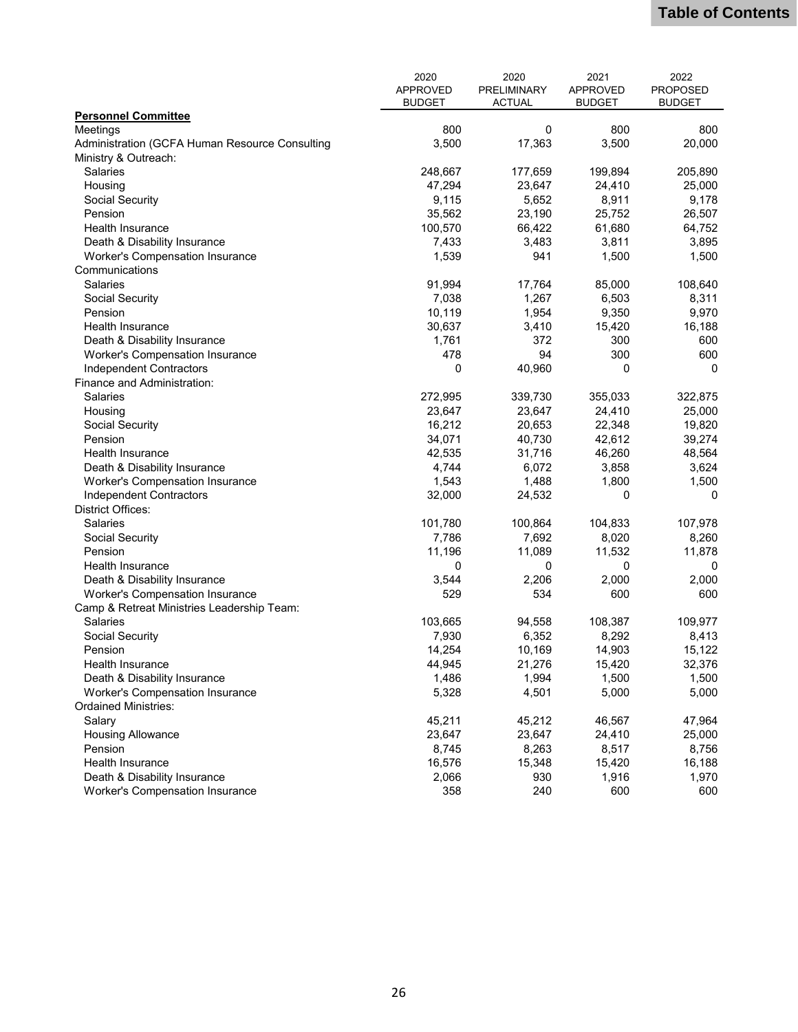| | 2020 APPROVED BUDGET | 2020 PRELIMINARY ACTUAL | 2021 APPROVED BUDGET | 2022 PROPOSED BUDGET |
|---|---|---|---|---|
| **Personnel Committee** | | | | |
| Meetings | 800 | 0 | 800 | 800 |
| Administration (GCFA Human Resource Consulting | 3,500 | 17,363 | 3,500 | 20,000 |
| Ministry & Outreach: | | | | |
| Salaries | 248,667 | 177,659 | 199,894 | 205,890 |
| Housing | 47,294 | 23,647 | 24,410 | 25,000 |
| Social Security | 9,115 | 5,652 | 8,911 | 9,178 |
| Pension | 35,562 | 23,190 | 25,752 | 26,507 |
| Health Insurance | 100,570 | 66,422 | 61,680 | 64,752 |
| Death & Disability Insurance | 7,433 | 3,483 | 3,811 | 3,895 |
| Worker's Compensation Insurance | 1,539 | 941 | 1,500 | 1,500 |
| Communications | | | | |
| Salaries | 91,994 | 17,764 | 85,000 | 108,640 |
| Social Security | 7,038 | 1,267 | 6,503 | 8,311 |
| Pension | 10,119 | 1,954 | 9,350 | 9,970 |
| Health Insurance | 30,637 | 3,410 | 15,420 | 16,188 |
| Death & Disability Insurance | 1,761 | 372 | 300 | 600 |
| Worker's Compensation Insurance | 478 | 94 | 300 | 600 |
| Independent Contractors | 0 | 40,960 | 0 | 0 |
| Finance and Administration: | | | | |
| Salaries | 272,995 | 339,730 | 355,033 | 322,875 |
| Housing | 23,647 | 23,647 | 24,410 | 25,000 |
| Social Security | 16,212 | 20,653 | 22,348 | 19,820 |
| Pension | 34,071 | 40,730 | 42,612 | 39,274 |
| Health Insurance | 42,535 | 31,716 | 46,260 | 48,564 |
| Death & Disability Insurance | 4,744 | 6,072 | 3,858 | 3,624 |
| Worker's Compensation Insurance | 1,543 | 1,488 | 1,800 | 1,500 |
| Independent Contractors | 32,000 | 24,532 | 0 | 0 |
| District Offices: | | | | |
| Salaries | 101,780 | 100,864 | 104,833 | 107,978 |
| Social Security | 7,786 | 7,692 | 8,020 | 8,260 |
| Pension | 11,196 | 11,089 | 11,532 | 11,878 |
| Health Insurance | 0 | 0 | 0 | 0 |
| Death & Disability Insurance | 3,544 | 2,206 | 2,000 | 2,000 |
| Worker's Compensation Insurance | 529 | 534 | 600 | 600 |
| Camp & Retreat Ministries Leadership Team: | | | | |
| Salaries | 103,665 | 94,558 | 108,387 | 109,977 |
| Social Security | 7,930 | 6,352 | 8,292 | 8,413 |
| Pension | 14,254 | 10,169 | 14,903 | 15,122 |
| Health Insurance | 44,945 | 21,276 | 15,420 | 32,376 |
| Death & Disability Insurance | 1,486 | 1,994 | 1,500 | 1,500 |
| Worker's Compensation Insurance | 5,328 | 4,501 | 5,000 | 5,000 |
| Ordained Ministries: | | | | |
| Salary | 45,211 | 45,212 | 46,567 | 47,964 |
| Housing Allowance | 23,647 | 23,647 | 24,410 | 25,000 |
| Pension | 8,745 | 8,263 | 8,517 | 8,756 |
| Health Insurance | 16,576 | 15,348 | 15,420 | 16,188 |
| Death & Disability Insurance | 2,066 | 930 | 1,916 | 1,970 |
| Worker's Compensation Insurance | 358 | 240 | 600 | 600 |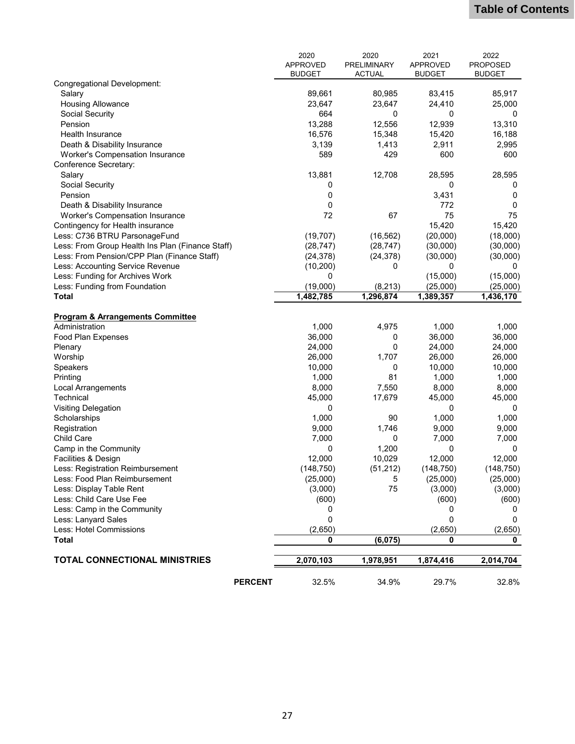| | 2020 APPROVED BUDGET | 2020 PRELIMINARY ACTUAL | 2021 APPROVED BUDGET | 2022 PROPOSED BUDGET |
|---|---|---|---|---|
| Congregational Development: | | | | |
| Salary | 89,661 | 80,985 | 83,415 | 85,917 |
| Housing Allowance | 23,647 | 23,647 | 24,410 | 25,000 |
| Social Security | 664 | 0 | 0 | 0 |
| Pension | 13,288 | 12,556 | 12,939 | 13,310 |
| Health Insurance | 16,576 | 15,348 | 15,420 | 16,188 |
| Death & Disability Insurance | 3,139 | 1,413 | 2,911 | 2,995 |
| Worker's Compensation Insurance | 589 | 429 | 600 | 600 |
| Conference Secretary: | | | | |
| Salary | 13,881 | 12,708 | 28,595 | 28,595 |
| Social Security | 0 | | 0 | 0 |
| Pension | 0 | | 3,431 | 0 |
| Death & Disability Insurance | 0 | | 772 | 0 |
| Worker's Compensation Insurance | 72 | 67 | 75 | 75 |
| Contingency for Health insurance | | | 15,420 | 15,420 |
| Less: C736 BTRU ParsonageFund | (19,707) | (16,562) | (20,000) | (18,000) |
| Less: From Group Health Ins Plan (Finance Staff) | (28,747) | (28,747) | (30,000) | (30,000) |
| Less: From Pension/CPP Plan (Finance Staff) | (24,378) | (24,378) | (30,000) | (30,000) |
| Less: Accounting Service Revenue | (10,200) | 0 | 0 | 0 |
| Less: Funding for Archives Work | 0 | | (15,000) | (15,000) |
| Less: Funding from Foundation | (19,000) | (8,213) | (25,000) | (25,000) |
| **Total** | **1,482,785** | **1,296,874** | **1,389,357** | **1,436,170** |
| | | | | |
| **Program & Arrangements Committee** | | | | |
| Administration | 1,000 | 4,975 | 1,000 | 1,000 |
| Food Plan Expenses | 36,000 | 0 | 36,000 | 36,000 |
| Plenary | 24,000 | 0 | 24,000 | 24,000 |
| Worship | 26,000 | 1,707 | 26,000 | 26,000 |
| Speakers | 10,000 | 0 | 10,000 | 10,000 |
| Printing | 1,000 | 81 | 1,000 | 1,000 |
| Local Arrangements | 8,000 | 7,550 | 8,000 | 8,000 |
| Technical | 45,000 | 17,679 | 45,000 | 45,000 |
| Visiting Delegation | 0 | | 0 | 0 |
| Scholarships | 1,000 | 90 | 1,000 | 1,000 |
| Registration | 9,000 | 1,746 | 9,000 | 9,000 |
| Child Care | 7,000 | 0 | 7,000 | 7,000 |
| Camp in the Community | 0 | 1,200 | 0 | 0 |
| Facilities & Design | 12,000 | 10,029 | 12,000 | 12,000 |
| Less: Registration Reimbursement | (148,750) | (51,212) | (148,750) | (148,750) |
| Less: Food Plan Reimbursement | (25,000) | 5 | (25,000) | (25,000) |
| Less: Display Table Rent | (3,000) | 75 | (3,000) | (3,000) |
| Less: Child Care Use Fee | (600) | | (600) | (600) |
| Less: Camp in the Community | 0 | | 0 | 0 |
| Less: Lanyard Sales | 0 | | 0 | 0 |
| Less: Hotel Commissions | (2,650) | | (2,650) | (2,650) |
| **Total** | **0** | **(6,075)** | **0** | **0** |
| | | | | |
| **TOTAL CONNECTIONAL MINISTRIES** | **2,070,103** | **1,978,951** | **1,874,416** | **2,014,704** |
| | | | | |
| **PERCENT** | 32.5% | 34.9% | 29.7% | 32.8% |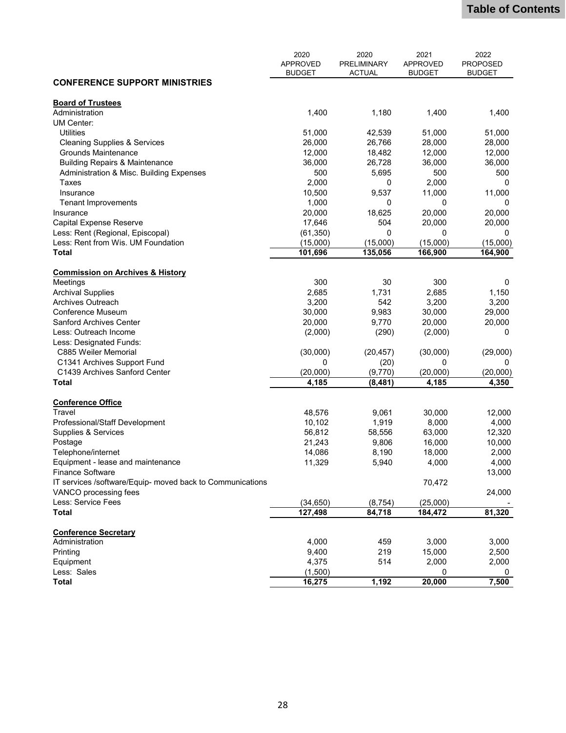| | 2020 APPROVED BUDGET | 2020 PRELIMINARY ACTUAL | 2021 APPROVED BUDGET | 2022 PROPOSED BUDGET |
|---|---|---|---|---|
| **CONFERENCE SUPPORT MINISTRIES** | | | | |
| **Board of Trustees** | | | | |
| Administration | 1,400 | 1,180 | 1,400 | 1,400 |
| UM Center: | | | | |
| Utilities | 51,000 | 42,539 | 51,000 | 51,000 |
| Cleaning Supplies & Services | 26,000 | 26,766 | 28,000 | 28,000 |
| Grounds Maintenance | 12,000 | 18,482 | 12,000 | 12,000 |
| Building Repairs & Maintenance | 36,000 | 26,728 | 36,000 | 36,000 |
| Administration & Misc. Building Expenses | 500 | 5,695 | 500 | 500 |
| Taxes | 2,000 | 0 | 2,000 | 0 |
| Insurance | 10,500 | 9,537 | 11,000 | 11,000 |
| Tenant Improvements | 1,000 | 0 | 0 | 0 |
| Insurance | 20,000 | 18,625 | 20,000 | 20,000 |
| Capital Expense Reserve | 17,646 | 504 | 20,000 | 20,000 |
| Less: Rent (Regional, Episcopal) | (61,350) | 0 | 0 | 0 |
| Less: Rent from Wis. UM Foundation | (15,000) | (15,000) | (15,000) | (15,000) |
| **Total** | **101,696** | **135,056** | **166,900** | **164,900** |
| **Commission on Archives & History** | | | | |
| Meetings | 300 | 30 | 300 | 0 |
| Archival Supplies | 2,685 | 1,731 | 2,685 | 1,150 |
| Archives Outreach | 3,200 | 542 | 3,200 | 3,200 |
| Conference Museum | 30,000 | 9,983 | 30,000 | 29,000 |
| Sanford Archives Center | 20,000 | 9,770 | 20,000 | 20,000 |
| Less: Outreach Income | (2,000) | (290) | (2,000) | 0 |
| Less: Designated Funds: | | | | |
| C885 Weiler Memorial | (30,000) | (20,457) | (30,000) | (29,000) |
| C1341 Archives Support Fund | 0 | (20) | 0 | 0 |
| C1439 Archives Sanford Center | (20,000) | (9,770) | (20,000) | (20,000) |
| **Total** | **4,185** | **(8,481)** | **4,185** | **4,350** |
| **Conference Office** | | | | |
| Travel | 48,576 | 9,061 | 30,000 | 12,000 |
| Professional/Staff Development | 10,102 | 1,919 | 8,000 | 4,000 |
| Supplies & Services | 56,812 | 58,556 | 63,000 | 12,320 |
| Postage | 21,243 | 9,806 | 16,000 | 10,000 |
| Telephone/internet | 14,086 | 8,190 | 18,000 | 2,000 |
| Equipment - lease and maintenance | 11,329 | 5,940 | 4,000 | 4,000 |
| Finance Software | | | | 13,000 |
| IT services /software/Equip- moved back to Communications | | | 70,472 | |
| VANCO processing fees | | | | 24,000 |
| Less: Service Fees | (34,650) | (8,754) | (25,000) | - |
| **Total** | **127,498** | **84,718** | **184,472** | **81,320** |
| **Conference Secretary** | | | | |
| Administration | 4,000 | 459 | 3,000 | 3,000 |
| Printing | 9,400 | 219 | 15,000 | 2,500 |
| Equipment | 4,375 | 514 | 2,000 | 2,000 |
| Less: Sales | (1,500) | | 0 | 0 |
| **Total** | **16,275** | **1,192** | **20,000** | **7,500** |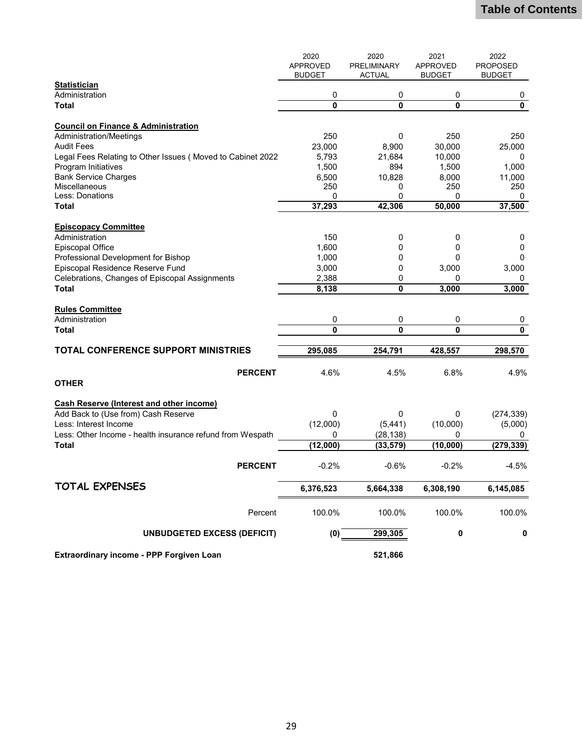| | 2020 APPROVED BUDGET | 2020 PRELIMINARY ACTUAL | 2021 APPROVED BUDGET | 2022 PROPOSED BUDGET |
|---|---|---|---|---|
| **Statistician** | | | | |
| Administration | 0 | 0 | 0 | 0 |
| **Total** | **0** | **0** | **0** | **0** |
| | | | | |
| **Council on Finance & Administration** | | | | |
| Administration/Meetings | 250 | 0 | 250 | 250 |
| Audit Fees | 23,000 | 8,900 | 30,000 | 25,000 |
| Legal Fees Relating to Other Issues ( Moved to Cabinet 2022 | 5,793 | 21,684 | 10,000 | 0 |
| Program Initiatives | 1,500 | 894 | 1,500 | 1,000 |
| Bank Service Charges | 6,500 | 10,828 | 8,000 | 11,000 |
| Miscellaneous | 250 | 0 | 250 | 250 |
| Less: Donations | 0 | 0 | 0 | 0 |
| **Total** | **37,293** | **42,306** | **50,000** | **37,500** |
| | | | | |
| **Episcopacy Committee** | | | | |
| Administration | 150 | 0 | 0 | 0 |
| Episcopal Office | 1,600 | 0 | 0 | 0 |
| Professional Development for Bishop | 1,000 | 0 | 0 | 0 |
| Episcopal Residence Reserve Fund | 3,000 | 0 | 3,000 | 3,000 |
| Celebrations, Changes of Episcopal Assignments | 2,388 | 0 | 0 | 0 |
| **Total** | **8,138** | **0** | **3,000** | **3,000** |
| | | | | |
| **Rules Committee** | | | | |
| Administration | 0 | 0 | 0 | 0 |
| **Total** | **0** | **0** | **0** | **0** |
| | | | | |
| **TOTAL CONFERENCE SUPPORT MINISTRIES** | **295,085** | **254,791** | **428,557** | **298,570** |
| | | | | |
| **PERCENT** | 4.6% | 4.5% | 6.8% | 4.9% |
| **OTHER** | | | | |
| | | | | |
| **Cash Reserve (Interest and other income)** | | | | |
| Add Back to (Use from) Cash Reserve | 0 | 0 | 0 | (274,339) |
| Less: Interest Income | (12,000) | (5,441) | (10,000) | (5,000) |
| Less: Other Income - health insurance refund from Wespath | 0 | (28,138) | 0 | 0 |
| **Total** | **(12,000)** | **(33,579)** | **(10,000)** | **(279,339)** |
| | | | | |
| **PERCENT** | -0.2% | -0.6% | -0.2% | -4.5% |
| | | | | |
| **TOTAL EXPENSES** | **6,376,523** | **5,664,338** | **6,308,190** | **6,145,085** |
| | | | | |
| Percent | 100.0% | 100.0% | 100.0% | 100.0% |
| | | | | |
| **UNBUDGETED EXCESS (DEFICIT)** | **(0)** | **299,305** | **0** | **0** |
| | | | | |
| **Extraordinary income - PPP Forgiven Loan** | | **521,866** | | |